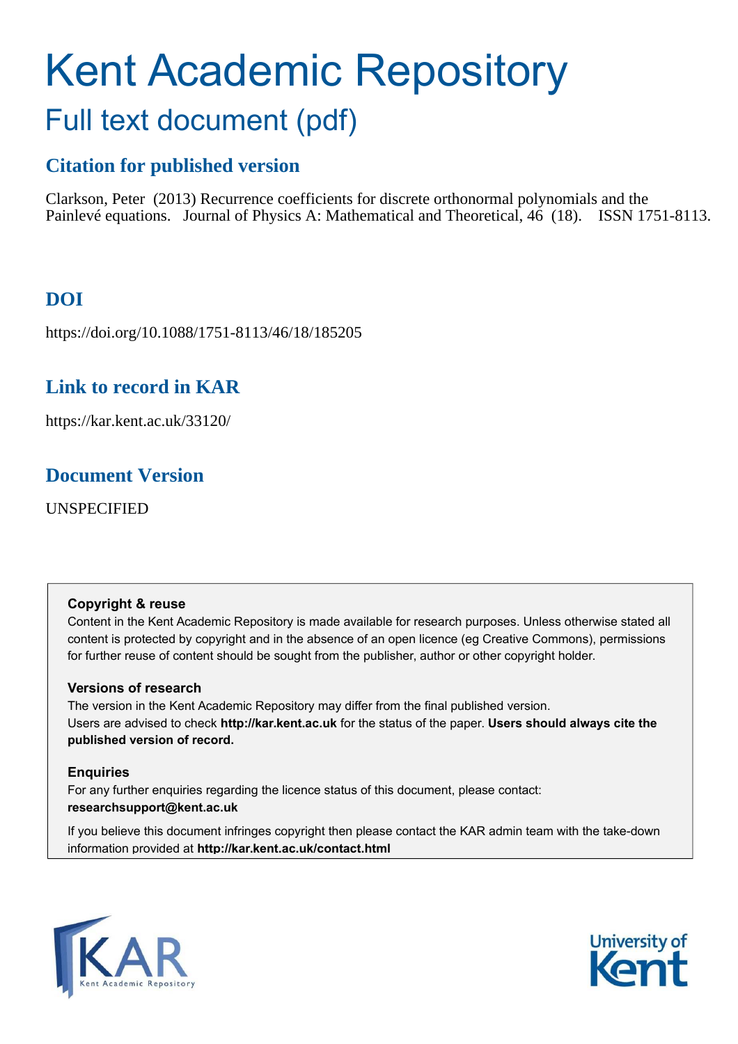# Kent Academic Repository

## Full text document (pdf)

### Citation for published version

Clarkson, Peter (2013) Recurrence coefficients for discrete orthonormal polynomials and the Painlevé equations. Journal of Physics A: Mathematical and Theoretical, 46 (18). ISSN 1751-8113.

### DOI

https://doi.org/10.1088/1751-8113/46/18/185205

### Link to record in KAR

https://kar.kent.ac.uk/33120/

### Document Version

UNSPECIFIED

**Copyright & reuse**

Content in the Kent Academic Repository is made available for research purposes. Unless otherwise stated all content is protected by copyright and in the absence of an open licence (eg Creative Commons), permissions for further reuse of content should be sought from the publisher, author or other copyright holder.

**Versions of research**

The version in the Kent Academic Repository may differ from the final published version. Users are advised to check **http://kar.kent.ac.uk** for the status of the paper. **Users should always cite the published version of record.**

**Enquiries**

For any further enquiries regarding the licence status of this document, please contact: **researchsupport@kent.ac.uk**

If you believe this document infringes copyright then please contact the KAR admin team with the take-down information provided at **http://kar.kent.ac.uk/contact.html**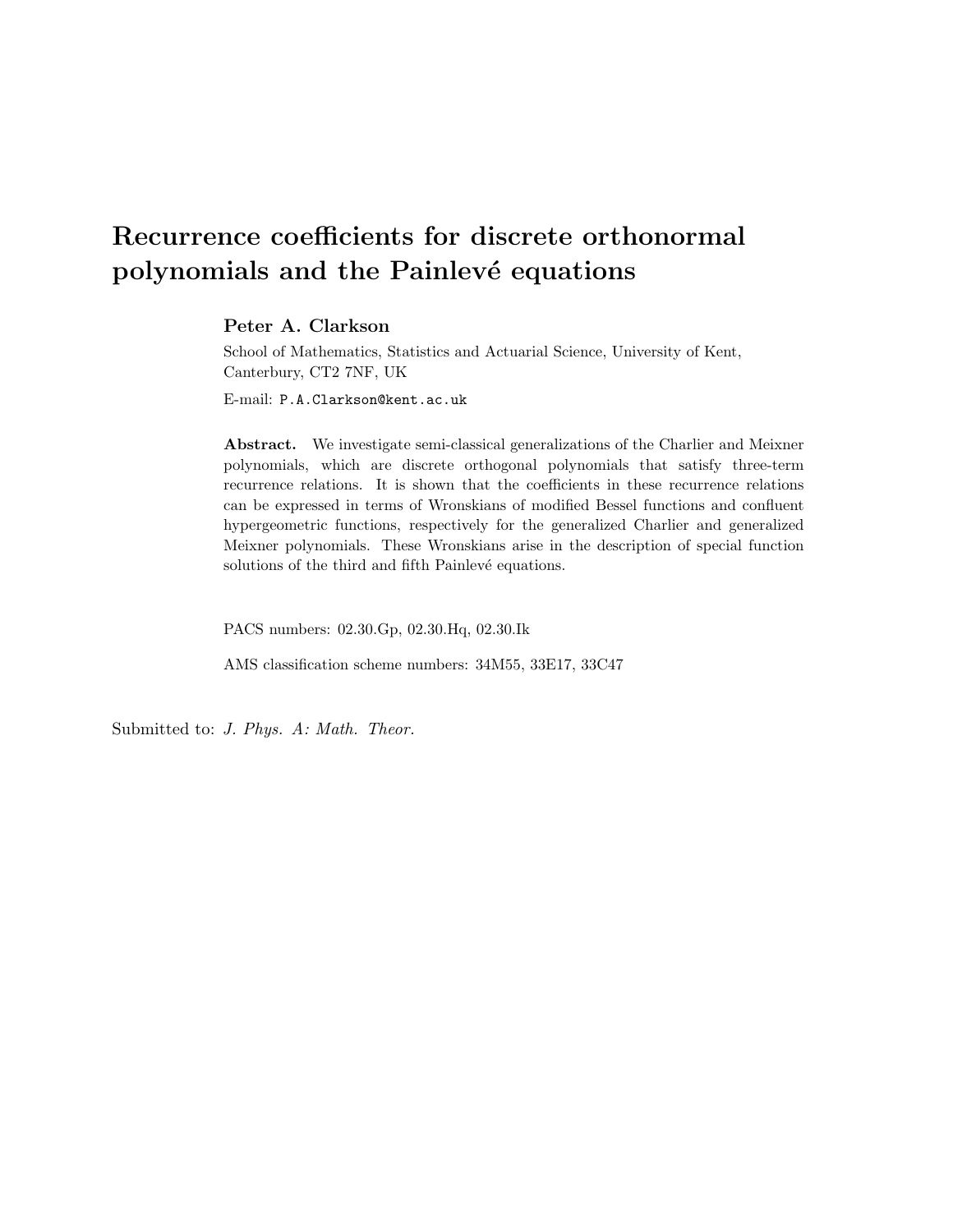# Recurrence coefficients for discrete orthonormal polynomials and the Painlevé equations

**Peter A. Clarkson**

School of Mathematics, Statistics and Actuarial Science, University of Kent, Canterbury, CT2 7NF, UK

E-mail: `P.A.Clarkson@kent.ac.uk`

**Abstract.** We investigate semi-classical generalizations of the Charlier and Meixner polynomials, which are discrete orthogonal polynomials that satisfy three-term recurrence relations. It is shown that the coefficients in these recurrence relations can be expressed in terms of Wronskians of modified Bessel functions and confluent hypergeometric functions, respectively for the generalized Charlier and generalized Meixner polynomials. These Wronskians arise in the description of special function solutions of the third and fifth Painlevé equations.

PACS numbers: 02.30.Gp, 02.30.Hq, 02.30.Ik

AMS classification scheme numbers: 34M55, 33E17, 33C47

Submitted to: *J. Phys. A: Math. Theor.*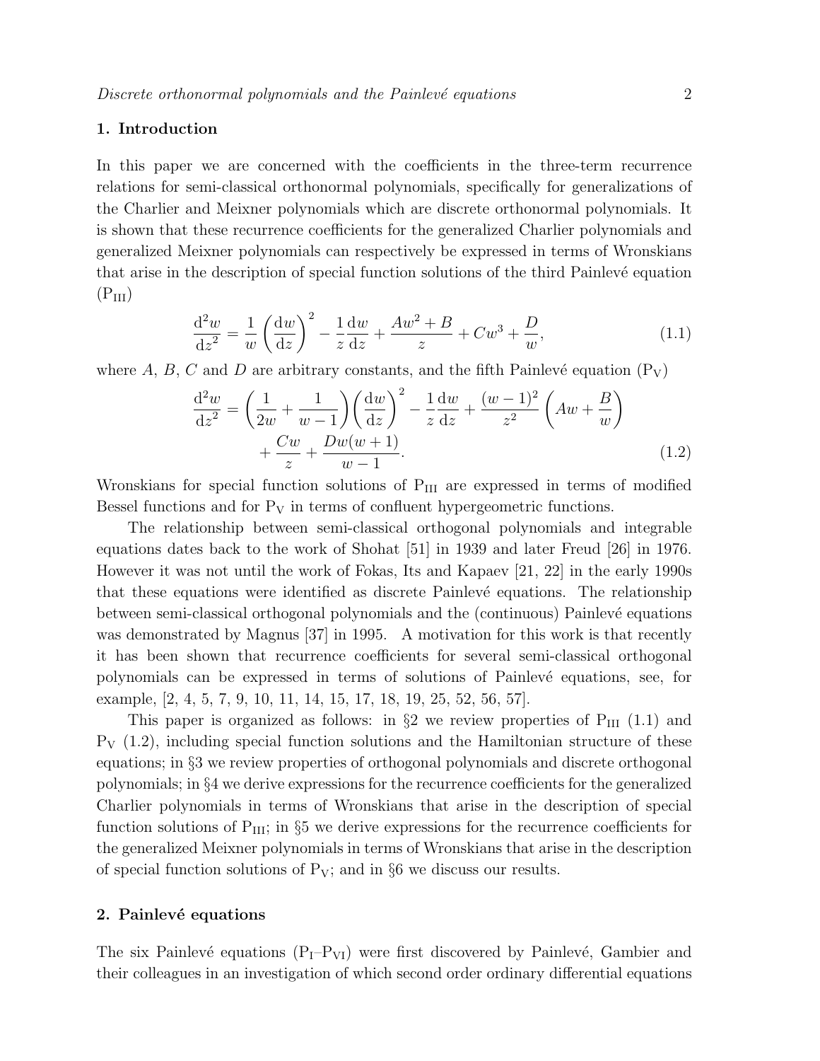## 1. Introduction

In this paper we are concerned with the coefficients in the three-term recurrence relations for semi-classical orthonormal polynomials, specifically for generalizations of the Charlier and Meixner polynomials which are discrete orthonormal polynomials. It is shown that these recurrence coefficients for the generalized Charlier polynomials and generalized Meixner polynomials can respectively be expressed in terms of Wronskians that arise in the description of special function solutions of the third Painlevé equation ($\mathrm{P_{III}}$)

$$\frac{\mathrm{d}^2w}{\mathrm{d}z^2} = \frac{1}{w}\left(\frac{\mathrm{d}w}{\mathrm{d}z}\right)^2 - \frac{1}{z}\frac{\mathrm{d}w}{\mathrm{d}z} + \frac{Aw^2+B}{z} + Cw^3 + \frac{D}{w}, \tag{1.1}$$

where $A$, $B$, $C$ and $D$ are arbitrary constants, and the fifth Painlevé equation ($\mathrm{P_V}$)

$$\begin{aligned}\frac{\mathrm{d}^2w}{\mathrm{d}z^2} = &\left(\frac{1}{2w}+\frac{1}{w-1}\right)\left(\frac{\mathrm{d}w}{\mathrm{d}z}\right)^2 - \frac{1}{z}\frac{\mathrm{d}w}{\mathrm{d}z} + \frac{(w-1)^2}{z^2}\left(Aw+\frac{B}{w}\right)\\ &+\frac{Cw}{z}+\frac{Dw(w+1)}{w-1}.\end{aligned} \tag{1.2}$$

Wronskians for special function solutions of $\mathrm{P_{III}}$ are expressed in terms of modified Bessel functions and for $\mathrm{P_V}$ in terms of confluent hypergeometric functions.

The relationship between semi-classical orthogonal polynomials and integrable equations dates back to the work of Shohat [51] in 1939 and later Freud [26] in 1976. However it was not until the work of Fokas, Its and Kapaev [21, 22] in the early 1990s that these equations were identified as discrete Painlevé equations. The relationship between semi-classical orthogonal polynomials and the (continuous) Painlevé equations was demonstrated by Magnus [37] in 1995. A motivation for this work is that recently it has been shown that recurrence coefficients for several semi-classical orthogonal polynomials can be expressed in terms of solutions of Painlevé equations, see, for example, [2, 4, 5, 7, 9, 10, 11, 14, 15, 17, 18, 19, 25, 52, 56, 57].

This paper is organized as follows: in §2 we review properties of $\mathrm{P_{III}}$ (1.1) and $\mathrm{P_V}$ (1.2), including special function solutions and the Hamiltonian structure of these equations; in §3 we review properties of orthogonal polynomials and discrete orthogonal polynomials; in §4 we derive expressions for the recurrence coefficients for the generalized Charlier polynomials in terms of Wronskians that arise in the description of special function solutions of $\mathrm{P_{III}}$; in §5 we derive expressions for the recurrence coefficients for the generalized Meixner polynomials in terms of Wronskians that arise in the description of special function solutions of $\mathrm{P_V}$; and in §6 we discuss our results.

## 2. Painlevé equations

The six Painlevé equations ($\mathrm{P_I}$–$\mathrm{P_{VI}}$) were first discovered by Painlevé, Gambier and their colleagues in an investigation of which second order ordinary differential equations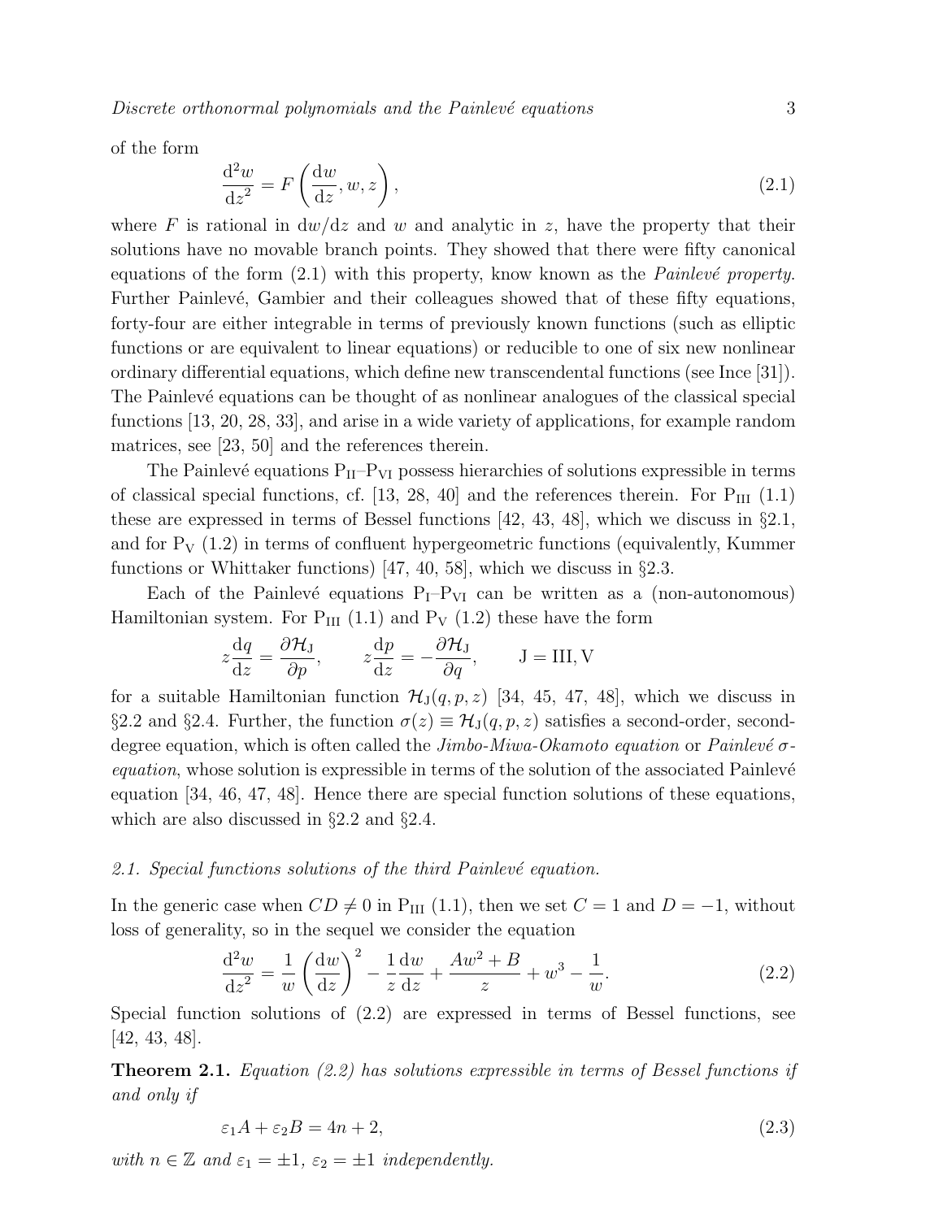of the form

$$\frac{\mathrm{d}^2w}{\mathrm{d}z^2} = F\left(\frac{\mathrm{d}w}{\mathrm{d}z}, w, z\right), \tag{2.1}$$

where $F$ is rational in $\mathrm{d}w/\mathrm{d}z$ and $w$ and analytic in $z$, have the property that their solutions have no movable branch points. They showed that there were fifty canonical equations of the form (2.1) with this property, know known as the *Painlevé property*. Further Painlevé, Gambier and their colleagues showed that of these fifty equations, forty-four are either integrable in terms of previously known functions (such as elliptic functions or are equivalent to linear equations) or reducible to one of six new nonlinear ordinary differential equations, which define new transcendental functions (see Ince [31]). The Painlevé equations can be thought of as nonlinear analogues of the classical special functions [13, 20, 28, 33], and arise in a wide variety of applications, for example random matrices, see [23, 50] and the references therein.

The Painlevé equations $\mathrm{P_{II}}$–$\mathrm{P_{VI}}$ possess hierarchies of solutions expressible in terms of classical special functions, cf. [13, 28, 40] and the references therein. For $\mathrm{P_{III}}$ (1.1) these are expressed in terms of Bessel functions [42, 43, 48], which we discuss in §2.1, and for $\mathrm{P_V}$ (1.2) in terms of confluent hypergeometric functions (equivalently, Kummer functions or Whittaker functions) [47, 40, 58], which we discuss in §2.3.

Each of the Painlevé equations $\mathrm{P_I}$–$\mathrm{P_{VI}}$ can be written as a (non-autonomous) Hamiltonian system. For $\mathrm{P_{III}}$ (1.1) and $\mathrm{P_V}$ (1.2) these have the form

$$z\frac{\mathrm{d}q}{\mathrm{d}z} = \frac{\partial \mathcal{H}_\mathrm{J}}{\partial p}, \qquad z\frac{\mathrm{d}p}{\mathrm{d}z} = -\frac{\partial \mathcal{H}_\mathrm{J}}{\partial q}, \qquad \mathrm{J} = \mathrm{III}, \mathrm{V}$$

for a suitable Hamiltonian function $\mathcal{H}_\mathrm{J}(q, p, z)$ [34, 45, 47, 48], which we discuss in §2.2 and §2.4. Further, the function $\sigma(z) \equiv \mathcal{H}_\mathrm{J}(q, p, z)$ satisfies a second-order, second-degree equation, which is often called the *Jimbo-Miwa-Okamoto equation* or *Painlevé σ-equation*, whose solution is expressible in terms of the solution of the associated Painlevé equation [34, 46, 47, 48]. Hence there are special function solutions of these equations, which are also discussed in §2.2 and §2.4.

### *2.1. Special functions solutions of the third Painlevé equation.*

In the generic case when $CD \neq 0$ in $\mathrm{P_{III}}$ (1.1), then we set $C = 1$ and $D = -1$, without loss of generality, so in the sequel we consider the equation

$$\frac{\mathrm{d}^2w}{\mathrm{d}z^2} = \frac{1}{w}\left(\frac{\mathrm{d}w}{\mathrm{d}z}\right)^2 - \frac{1}{z}\frac{\mathrm{d}w}{\mathrm{d}z} + \frac{Aw^2 + B}{z} + w^3 - \frac{1}{w}. \tag{2.2}$$

Special function solutions of (2.2) are expressed in terms of Bessel functions, see [42, 43, 48].

**Theorem 2.1.** *Equation (2.2) has solutions expressible in terms of Bessel functions if and only if*

$$\varepsilon_1 A + \varepsilon_2 B = 4n + 2, \tag{2.3}$$

*with $n \in \mathbb{Z}$ and $\varepsilon_1 = \pm 1$, $\varepsilon_2 = \pm 1$ independently.*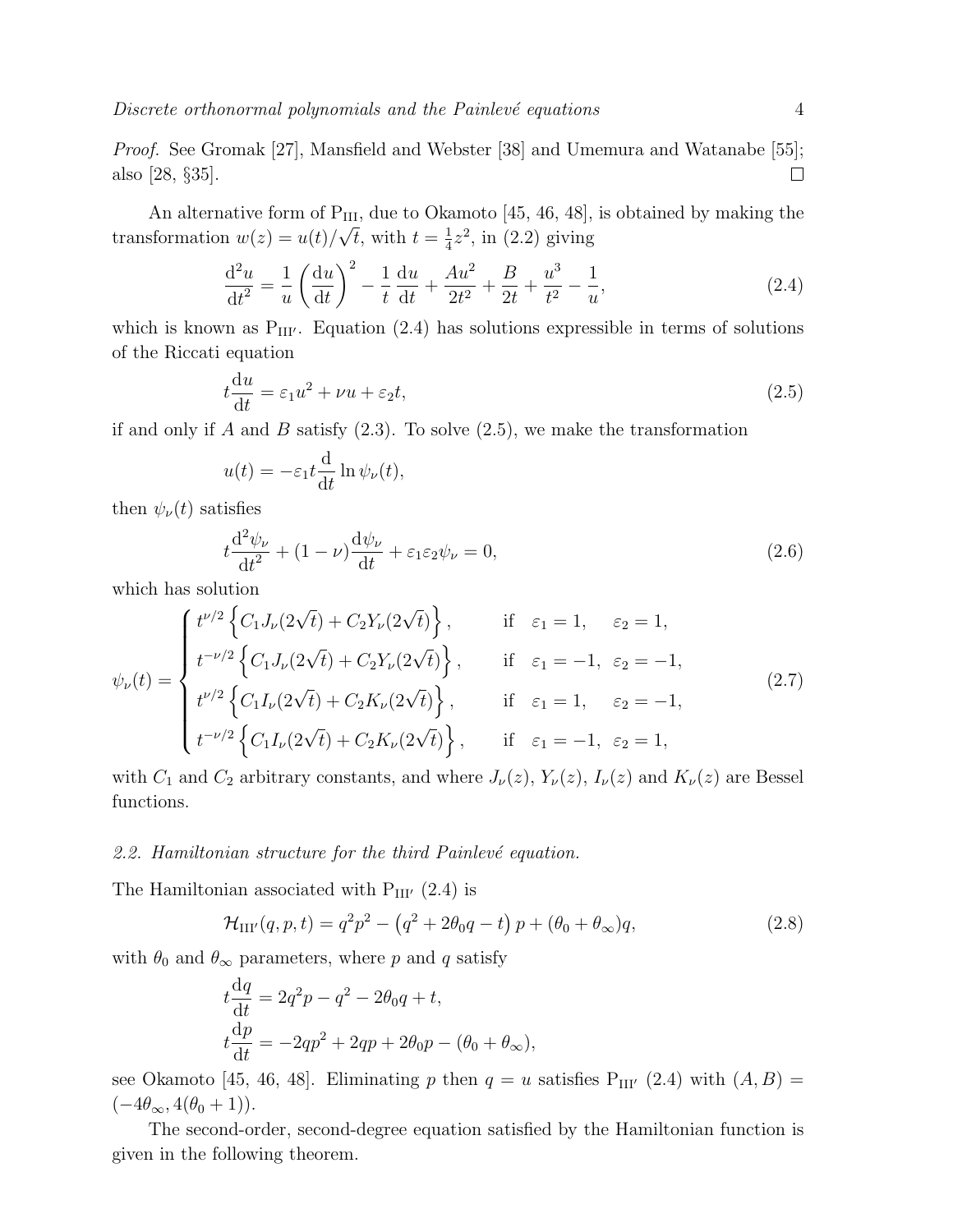*Proof.* See Gromak [27], Mansfield and Webster [38] and Umemura and Watanabe [55]; also [28, §35]. □

An alternative form of $\mathrm{P_{III}}$, due to Okamoto [45, 46, 48], is obtained by making the transformation $w(z) = u(t)/\sqrt{t}$, with $t = \frac{1}{4}z^2$, in (2.2) giving

$$\frac{\mathrm{d}^2u}{\mathrm{d}t^2} = \frac{1}{u}\left(\frac{\mathrm{d}u}{\mathrm{d}t}\right)^2 - \frac{1}{t}\frac{\mathrm{d}u}{\mathrm{d}t} + \frac{Au^2}{2t^2} + \frac{B}{2t} + \frac{u^3}{t^2} - \frac{1}{u}, \tag{2.4}$$

which is known as $\mathrm{P_{III'}}$. Equation (2.4) has solutions expressible in terms of solutions of the Riccati equation

$$t\frac{\mathrm{d}u}{\mathrm{d}t} = \varepsilon_1 u^2 + \nu u + \varepsilon_2 t, \tag{2.5}$$

if and only if $A$ and $B$ satisfy (2.3). To solve (2.5), we make the transformation

$$u(t) = -\varepsilon_1 t\frac{\mathrm{d}}{\mathrm{d}t}\ln\psi_\nu(t),$$

then $\psi_\nu(t)$ satisfies

$$t\frac{\mathrm{d}^2\psi_\nu}{\mathrm{d}t^2} + (1-\nu)\frac{\mathrm{d}\psi_\nu}{\mathrm{d}t} + \varepsilon_1\varepsilon_2\psi_\nu = 0, \tag{2.6}$$

which has solution

$$\psi_\nu(t) = \begin{cases} t^{\nu/2}\left\{C_1 J_\nu(2\sqrt{t}) + C_2 Y_\nu(2\sqrt{t})\right\}, & \text{if} \quad \varepsilon_1 = 1, \quad \varepsilon_2 = 1, \\ t^{-\nu/2}\left\{C_1 J_\nu(2\sqrt{t}) + C_2 Y_\nu(2\sqrt{t})\right\}, & \text{if} \quad \varepsilon_1 = -1, \ \ \varepsilon_2 = -1, \\ t^{\nu/2}\left\{C_1 I_\nu(2\sqrt{t}) + C_2 K_\nu(2\sqrt{t})\right\}, & \text{if} \quad \varepsilon_1 = 1, \quad \varepsilon_2 = -1, \\ t^{-\nu/2}\left\{C_1 I_\nu(2\sqrt{t}) + C_2 K_\nu(2\sqrt{t})\right\}, & \text{if} \quad \varepsilon_1 = -1, \ \ \varepsilon_2 = 1, \end{cases} \tag{2.7}$$

with $C_1$ and $C_2$ arbitrary constants, and where $J_\nu(z)$, $Y_\nu(z)$, $I_\nu(z)$ and $K_\nu(z)$ are Bessel functions.

### 2.2. *Hamiltonian structure for the third Painlevé equation.*

The Hamiltonian associated with $\mathrm{P_{III'}}$ (2.4) is

$$\mathcal{H}_{\mathrm{III'}}(q,p,t) = q^2p^2 - \left(q^2 + 2\theta_0 q - t\right)p + (\theta_0 + \theta_\infty)q, \tag{2.8}$$

with $\theta_0$ and $\theta_\infty$ parameters, where $p$ and $q$ satisfy

$$\begin{aligned} t\frac{\mathrm{d}q}{\mathrm{d}t} &= 2q^2p - q^2 - 2\theta_0 q + t, \\ t\frac{\mathrm{d}p}{\mathrm{d}t} &= -2qp^2 + 2qp + 2\theta_0 p - (\theta_0 + \theta_\infty), \end{aligned}$$

see Okamoto [45, 46, 48]. Eliminating $p$ then $q = u$ satisfies $\mathrm{P_{III'}}$ (2.4) with $(A, B) = (-4\theta_\infty, 4(\theta_0 + 1))$.

The second-order, second-degree equation satisfied by the Hamiltonian function is given in the following theorem.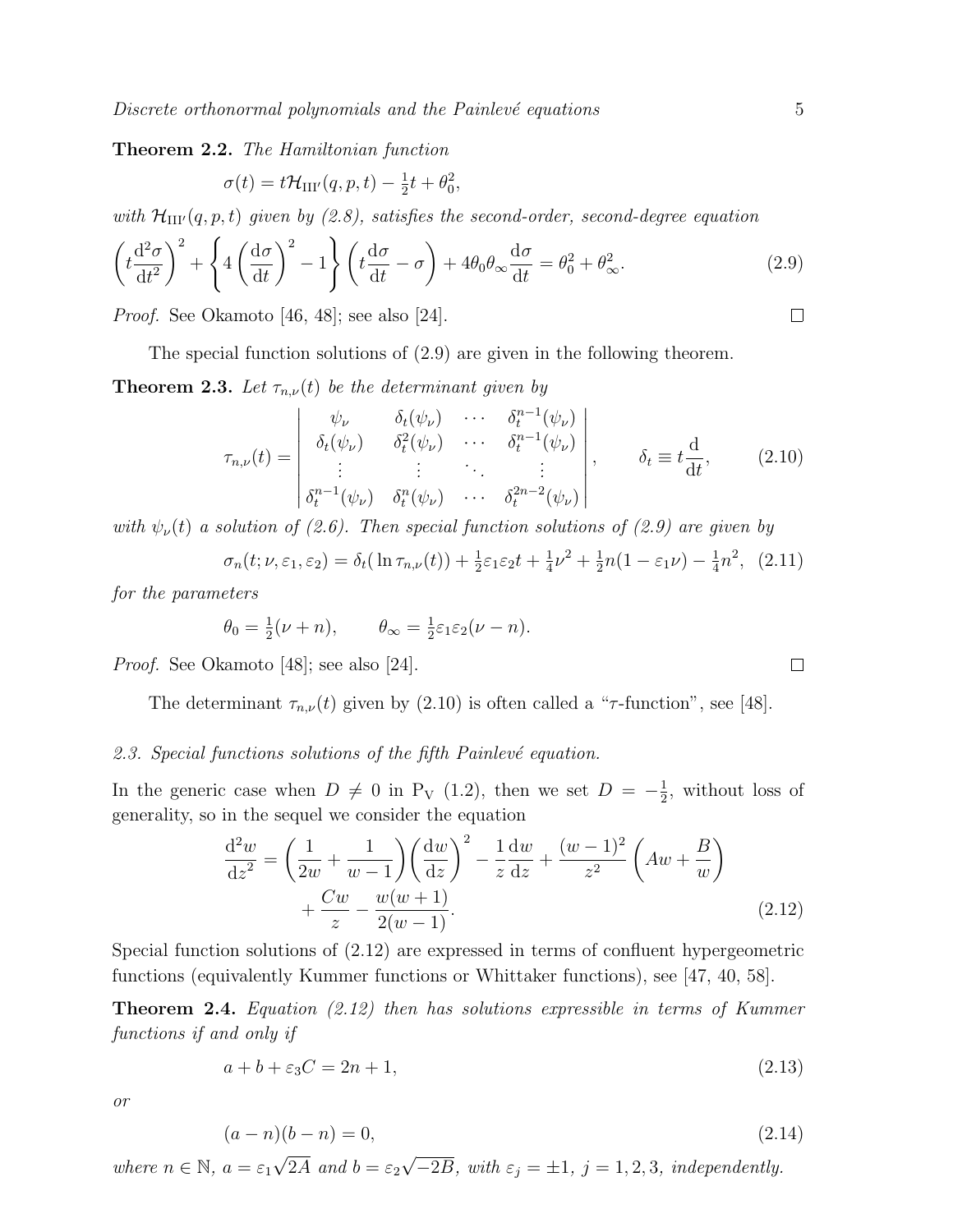**Theorem 2.2.** *The Hamiltonian function*

$$\sigma(t) = t\mathcal{H}_{\mathrm{III'}}(q,p,t) - \tfrac{1}{2}t + \theta_0^2,$$

*with $\mathcal{H}_{\mathrm{III'}}(q,p,t)$ given by (2.8), satisfies the second-order, second-degree equation*

$$\left(t\frac{\mathrm{d}^2\sigma}{\mathrm{d}t^2}\right)^2 + \left\{4\left(\frac{\mathrm{d}\sigma}{\mathrm{d}t}\right)^2 - 1\right\}\left(t\frac{\mathrm{d}\sigma}{\mathrm{d}t} - \sigma\right) + 4\theta_0\theta_\infty\frac{\mathrm{d}\sigma}{\mathrm{d}t} = \theta_0^2 + \theta_\infty^2. \tag{2.9}$$

*Proof.* See Okamoto [46, 48]; see also [24]. □

The special function solutions of (2.9) are given in the following theorem.

**Theorem 2.3.** *Let $\tau_{n,\nu}(t)$ be the determinant given by*

$$\tau_{n,\nu}(t) = \begin{vmatrix} \psi_\nu & \delta_t(\psi_\nu) & \cdots & \delta_t^{n-1}(\psi_\nu) \\ \delta_t(\psi_\nu) & \delta_t^2(\psi_\nu) & \cdots & \delta_t^{n-1}(\psi_\nu) \\ \vdots & \vdots & \ddots & \vdots \\ \delta_t^{n-1}(\psi_\nu) & \delta_t^{n}(\psi_\nu) & \cdots & \delta_t^{2n-2}(\psi_\nu) \end{vmatrix}, \qquad \delta_t \equiv t\frac{\mathrm{d}}{\mathrm{d}t}, \tag{2.10}$$

*with $\psi_\nu(t)$ a solution of (2.6). Then special function solutions of (2.9) are given by*

$$\sigma_n(t;\nu,\varepsilon_1,\varepsilon_2) = \delta_t(\ln\tau_{n,\nu}(t)) + \tfrac{1}{2}\varepsilon_1\varepsilon_2 t + \tfrac{1}{4}\nu^2 + \tfrac{1}{2}n(1-\varepsilon_1\nu) - \tfrac{1}{4}n^2, \tag{2.11}$$

*for the parameters*

$$\theta_0 = \tfrac{1}{2}(\nu+n), \qquad \theta_\infty = \tfrac{1}{2}\varepsilon_1\varepsilon_2(\nu-n).$$

*Proof.* See Okamoto [48]; see also [24]. □

The determinant $\tau_{n,\nu}(t)$ given by (2.10) is often called a "$\tau$-function", see [48].

*2.3. Special functions solutions of the fifth Painlevé equation.*

In the generic case when $D \neq 0$ in $\mathrm{P_V}$ (1.2), then we set $D = -\frac{1}{2}$, without loss of generality, so in the sequel we consider the equation

$$\frac{\mathrm{d}^2w}{\mathrm{d}z^2} = \left(\frac{1}{2w} + \frac{1}{w-1}\right)\left(\frac{\mathrm{d}w}{\mathrm{d}z}\right)^2 - \frac{1}{z}\frac{\mathrm{d}w}{\mathrm{d}z} + \frac{(w-1)^2}{z^2}\left(Aw + \frac{B}{w}\right) + \frac{Cw}{z} - \frac{w(w+1)}{2(w-1)}. \tag{2.12}$$

Special function solutions of (2.12) are expressed in terms of confluent hypergeometric functions (equivalently Kummer functions or Whittaker functions), see [47, 40, 58].

**Theorem 2.4.** *Equation (2.12) then has solutions expressible in terms of Kummer functions if and only if*

$$a + b + \varepsilon_3 C = 2n+1, \tag{2.13}$$

*or*

$$(a-n)(b-n) = 0, \tag{2.14}$$

*where $n \in \mathbb{N}$, $a = \varepsilon_1\sqrt{2A}$ and $b = \varepsilon_2\sqrt{-2B}$, with $\varepsilon_j = \pm 1$, $j = 1,2,3$, independently.*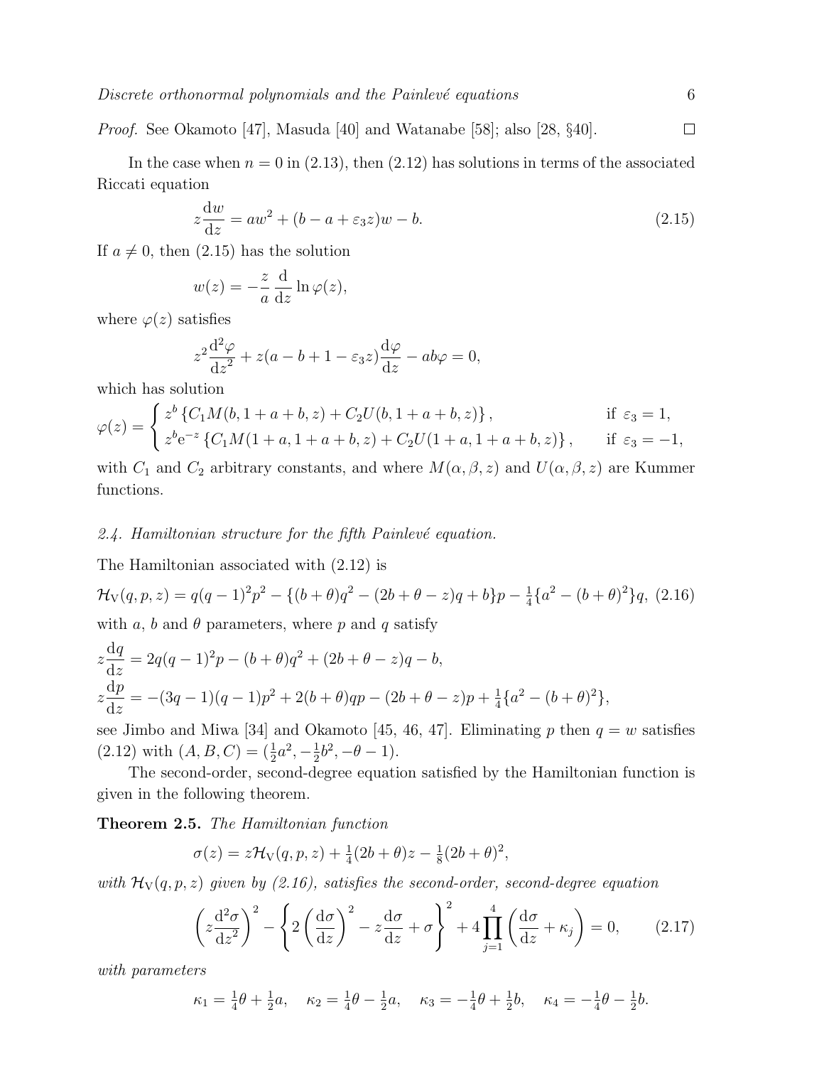*Proof.* See Okamoto [47], Masuda [40] and Watanabe [58]; also [28, §40]. $\square$

In the case when $n = 0$ in (2.13), then (2.12) has solutions in terms of the associated Riccati equation

$$z\frac{\mathrm{d}w}{\mathrm{d}z} = aw^2 + (b - a + \varepsilon_3 z)w - b. \tag{2.15}$$

If $a \neq 0$, then (2.15) has the solution

$$w(z) = -\frac{z}{a}\frac{\mathrm{d}}{\mathrm{d}z}\ln\varphi(z),$$

where $\varphi(z)$ satisfies

$$z^2\frac{\mathrm{d}^2\varphi}{\mathrm{d}z^2} + z(a - b + 1 - \varepsilon_3 z)\frac{\mathrm{d}\varphi}{\mathrm{d}z} - ab\varphi = 0,$$

which has solution

$$\varphi(z) = \begin{cases} z^b\left\{C_1 M(b, 1+a+b, z) + C_2 U(b, 1+a+b, z)\right\}, & \text{if } \varepsilon_3 = 1, \\ z^b \mathrm{e}^{-z}\left\{C_1 M(1+a, 1+a+b, z) + C_2 U(1+a, 1+a+b, z)\right\}, & \text{if } \varepsilon_3 = -1, \end{cases}$$

with $C_1$ and $C_2$ arbitrary constants, and where $M(\alpha, \beta, z)$ and $U(\alpha, \beta, z)$ are Kummer functions.

### 2.4. Hamiltonian structure for the fifth Painlevé equation.

The Hamiltonian associated with (2.12) is

$$\mathcal{H}_{\mathrm{V}}(q, p, z) = q(q-1)^2p^2 - \{(b+\theta)q^2 - (2b+\theta-z)q + b\}p - \tfrac{1}{4}\{a^2 - (b+\theta)^2\}q, \tag{2.16}$$

with $a$, $b$ and $\theta$ parameters, where $p$ and $q$ satisfy

$$z\frac{\mathrm{d}q}{\mathrm{d}z} = 2q(q-1)^2p - (b+\theta)q^2 + (2b+\theta-z)q - b,$$
$$z\frac{\mathrm{d}p}{\mathrm{d}z} = -(3q-1)(q-1)p^2 + 2(b+\theta)qp - (2b+\theta-z)p + \tfrac{1}{4}\{a^2 - (b+\theta)^2\},$$

see Jimbo and Miwa [34] and Okamoto [45, 46, 47]. Eliminating $p$ then $q = w$ satisfies (2.12) with $(A, B, C) = (\tfrac{1}{2}a^2, -\tfrac{1}{2}b^2, -\theta - 1)$.

The second-order, second-degree equation satisfied by the Hamiltonian function is given in the following theorem.

**Theorem 2.5.** *The Hamiltonian function*

$$\sigma(z) = z\mathcal{H}_{\mathrm{V}}(q, p, z) + \tfrac{1}{4}(2b+\theta)z - \tfrac{1}{8}(2b+\theta)^2,$$

*with $\mathcal{H}_{\mathrm{V}}(q, p, z)$ given by (2.16), satisfies the second-order, second-degree equation*

$$\left(z\frac{\mathrm{d}^2\sigma}{\mathrm{d}z^2}\right)^2 - \left\{2\left(\frac{\mathrm{d}\sigma}{\mathrm{d}z}\right)^2 - z\frac{\mathrm{d}\sigma}{\mathrm{d}z} + \sigma\right\}^2 + 4\prod_{j=1}^{4}\left(\frac{\mathrm{d}\sigma}{\mathrm{d}z} + \kappa_j\right) = 0, \tag{2.17}$$

*with parameters*

$$\kappa_1 = \tfrac{1}{4}\theta + \tfrac{1}{2}a, \quad \kappa_2 = \tfrac{1}{4}\theta - \tfrac{1}{2}a, \quad \kappa_3 = -\tfrac{1}{4}\theta + \tfrac{1}{2}b, \quad \kappa_4 = -\tfrac{1}{4}\theta - \tfrac{1}{2}b.$$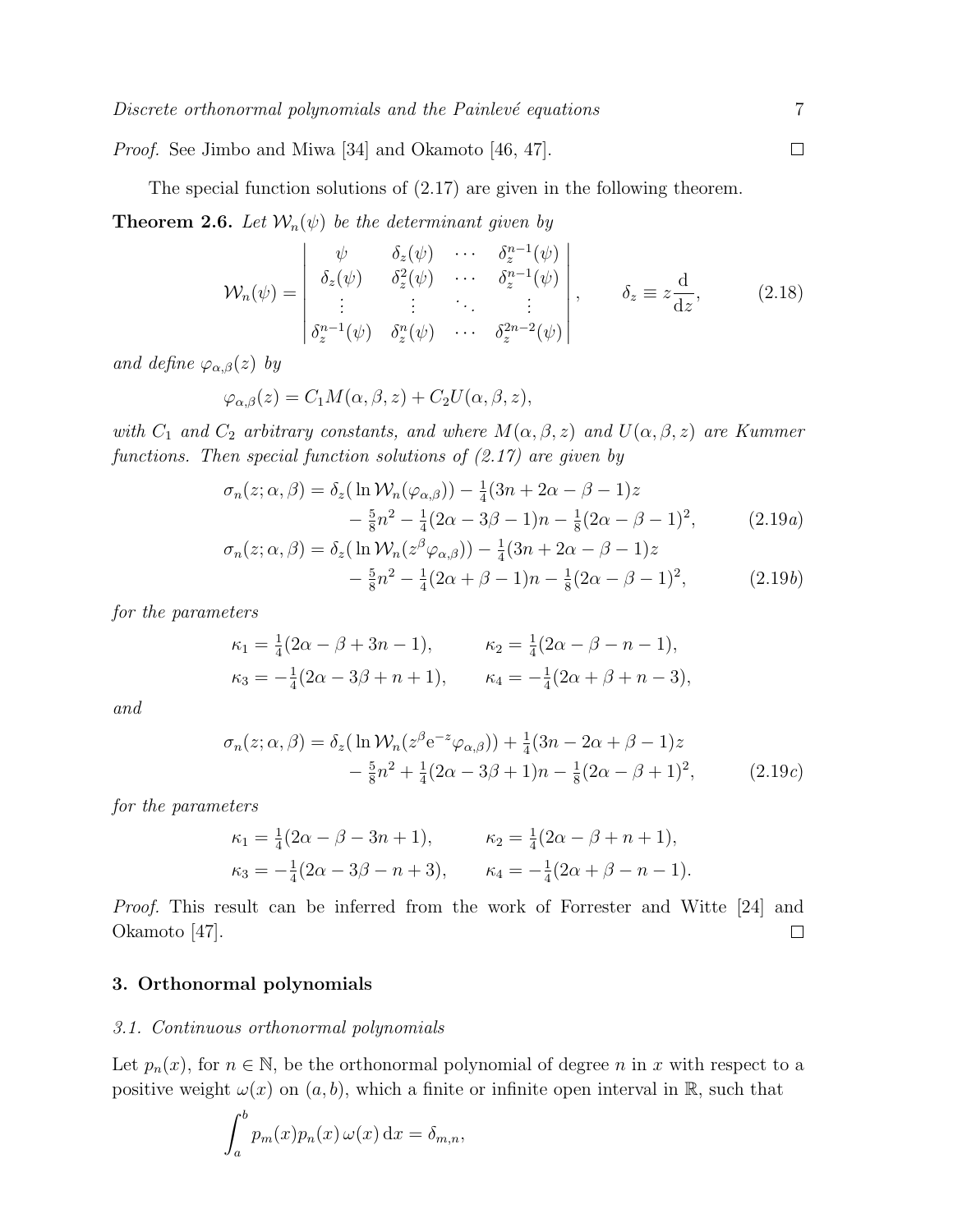*Proof.* See Jimbo and Miwa [34] and Okamoto [46, 47]. $\square$

The special function solutions of (2.17) are given in the following theorem.

**Theorem 2.6.** *Let $\mathcal{W}_n(\psi)$ be the determinant given by*

$$\mathcal{W}_n(\psi) = \begin{vmatrix} \psi & \delta_z(\psi) & \cdots & \delta_z^{n-1}(\psi) \\ \delta_z(\psi) & \delta_z^2(\psi) & \cdots & \delta_z^{n-1}(\psi) \\ \vdots & \vdots & \ddots & \vdots \\ \delta_z^{n-1}(\psi) & \delta_z^n(\psi) & \cdots & \delta_z^{2n-2}(\psi) \end{vmatrix}, \qquad \delta_z \equiv z\frac{\mathrm{d}}{\mathrm{d}z}, \tag{2.18}$$

*and define $\varphi_{\alpha,\beta}(z)$ by*

$$\varphi_{\alpha,\beta}(z) = C_1 M(\alpha,\beta,z) + C_2 U(\alpha,\beta,z),$$

*with $C_1$ and $C_2$ arbitrary constants, and where $M(\alpha,\beta,z)$ and $U(\alpha,\beta,z)$ are Kummer functions. Then special function solutions of (2.17) are given by*

$$\begin{aligned}\sigma_n(z;\alpha,\beta) &= \delta_z(\ln \mathcal{W}_n(\varphi_{\alpha,\beta})) - \tfrac{1}{4}(3n+2\alpha-\beta-1)z \\ &\quad - \tfrac{5}{8}n^2 - \tfrac{1}{4}(2\alpha-3\beta-1)n - \tfrac{1}{8}(2\alpha-\beta-1)^2, \end{aligned}\tag{2.19a}$$

$$\begin{aligned}\sigma_n(z;\alpha,\beta) &= \delta_z(\ln \mathcal{W}_n(z^{\beta}\varphi_{\alpha,\beta})) - \tfrac{1}{4}(3n+2\alpha-\beta-1)z \\ &\quad - \tfrac{5}{8}n^2 - \tfrac{1}{4}(2\alpha+\beta-1)n - \tfrac{1}{8}(2\alpha-\beta-1)^2, \end{aligned}\tag{2.19b}$$

*for the parameters*

$$\kappa_1 = \tfrac{1}{4}(2\alpha-\beta+3n-1), \qquad \kappa_2 = \tfrac{1}{4}(2\alpha-\beta-n-1),$$
$$\kappa_3 = -\tfrac{1}{4}(2\alpha-3\beta+n+1), \qquad \kappa_4 = -\tfrac{1}{4}(2\alpha+\beta+n-3),$$

*and*

$$\begin{aligned}\sigma_n(z;\alpha,\beta) &= \delta_z(\ln \mathcal{W}_n(z^{\beta}\mathrm{e}^{-z}\varphi_{\alpha,\beta})) + \tfrac{1}{4}(3n-2\alpha+\beta-1)z \\ &\quad - \tfrac{5}{8}n^2 + \tfrac{1}{4}(2\alpha-3\beta+1)n - \tfrac{1}{8}(2\alpha-\beta+1)^2, \end{aligned}\tag{2.19c}$$

*for the parameters*

$$\kappa_1 = \tfrac{1}{4}(2\alpha-\beta-3n+1), \qquad \kappa_2 = \tfrac{1}{4}(2\alpha-\beta+n+1),$$
$$\kappa_3 = -\tfrac{1}{4}(2\alpha-3\beta-n+3), \qquad \kappa_4 = -\tfrac{1}{4}(2\alpha+\beta-n-1).$$

*Proof.* This result can be inferred from the work of Forrester and Witte [24] and Okamoto [47]. $\square$

## 3. Orthonormal polynomials

### 3.1. Continuous orthonormal polynomials

Let $p_n(x)$, for $n \in \mathbb{N}$, be the orthonormal polynomial of degree $n$ in $x$ with respect to a positive weight $\omega(x)$ on $(a,b)$, which a finite or infinite open interval in $\mathbb{R}$, such that

$$\int_a^b p_m(x)p_n(x)\,\omega(x)\,\mathrm{d}x = \delta_{m,n},$$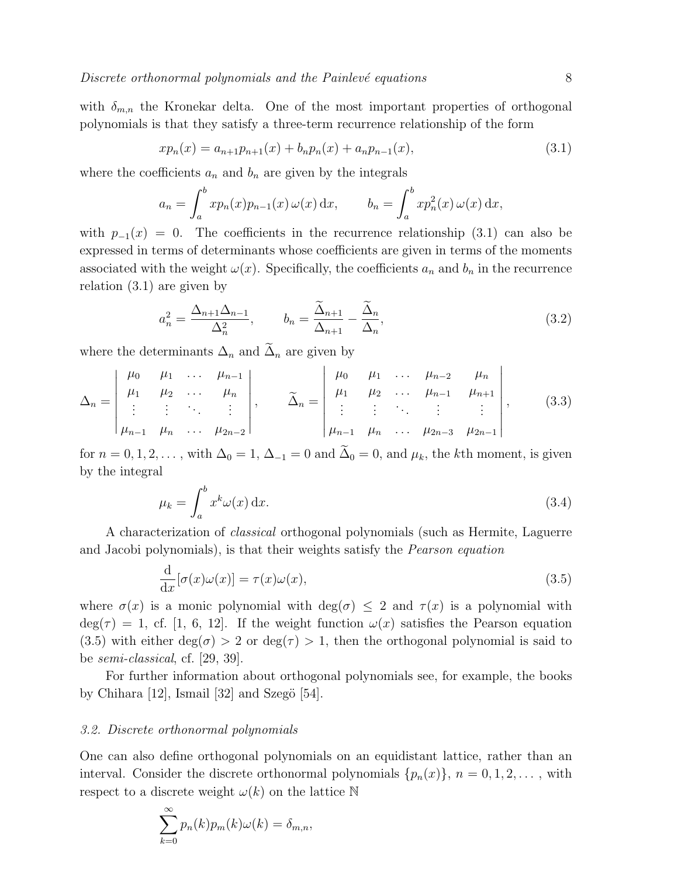with $\delta_{m,n}$ the Kronekar delta. One of the most important properties of orthogonal polynomials is that they satisfy a three-term recurrence relationship of the form

$$x p_n(x) = a_{n+1} p_{n+1}(x) + b_n p_n(x) + a_n p_{n-1}(x), \tag{3.1}$$

where the coefficients $a_n$ and $b_n$ are given by the integrals

$$a_n = \int_a^b x p_n(x) p_{n-1}(x)\, \omega(x)\, \mathrm{d}x, \qquad b_n = \int_a^b x p_n^2(x)\, \omega(x)\, \mathrm{d}x,$$

with $p_{-1}(x) = 0$. The coefficients in the recurrence relationship (3.1) can also be expressed in terms of determinants whose coefficients are given in terms of the moments associated with the weight $\omega(x)$. Specifically, the coefficients $a_n$ and $b_n$ in the recurrence relation (3.1) are given by

$$a_n^2 = \frac{\Delta_{n+1}\Delta_{n-1}}{\Delta_n^2}, \qquad b_n = \frac{\widetilde{\Delta}_{n+1}}{\Delta_{n+1}} - \frac{\widetilde{\Delta}_n}{\Delta_n}, \tag{3.2}$$

where the determinants $\Delta_n$ and $\widetilde{\Delta}_n$ are given by

$$\Delta_n = \begin{vmatrix} \mu_0 & \mu_1 & \cdots & \mu_{n-1} \\ \mu_1 & \mu_2 & \cdots & \mu_n \\ \vdots & \vdots & \ddots & \vdots \\ \mu_{n-1} & \mu_n & \cdots & \mu_{2n-2} \end{vmatrix}, \qquad \widetilde{\Delta}_n = \begin{vmatrix} \mu_0 & \mu_1 & \cdots & \mu_{n-2} & \mu_n \\ \mu_1 & \mu_2 & \cdots & \mu_{n-1} & \mu_{n+1} \\ \vdots & \vdots & \ddots & \vdots & \vdots \\ \mu_{n-1} & \mu_n & \cdots & \mu_{2n-3} & \mu_{2n-1} \end{vmatrix}, \tag{3.3}$$

for $n = 0, 1, 2, \ldots$, with $\Delta_0 = 1$, $\Delta_{-1} = 0$ and $\widetilde{\Delta}_0 = 0$, and $\mu_k$, the $k$th moment, is given by the integral

$$\mu_k = \int_a^b x^k \omega(x)\, \mathrm{d}x. \tag{3.4}$$

A characterization of *classical* orthogonal polynomials (such as Hermite, Laguerre and Jacobi polynomials), is that their weights satisfy the *Pearson equation*

$$\frac{\mathrm{d}}{\mathrm{d}x}[\sigma(x)\omega(x)] = \tau(x)\omega(x), \tag{3.5}$$

where $\sigma(x)$ is a monic polynomial with $\deg(\sigma) \leq 2$ and $\tau(x)$ is a polynomial with $\deg(\tau) = 1$, cf. [1, 6, 12]. If the weight function $\omega(x)$ satisfies the Pearson equation (3.5) with either $\deg(\sigma) > 2$ or $\deg(\tau) > 1$, then the orthogonal polynomial is said to be *semi-classical*, cf. [29, 39].

For further information about orthogonal polynomials see, for example, the books by Chihara [12], Ismail [32] and Szegö [54].

### *3.2. Discrete orthonormal polynomials*

One can also define orthogonal polynomials on an equidistant lattice, rather than an interval. Consider the discrete orthonormal polynomials $\{p_n(x)\}$, $n = 0, 1, 2, \ldots$, with respect to a discrete weight $\omega(k)$ on the lattice $\mathbb{N}$

$$\sum_{k=0}^{\infty} p_n(k) p_m(k) \omega(k) = \delta_{m,n},$$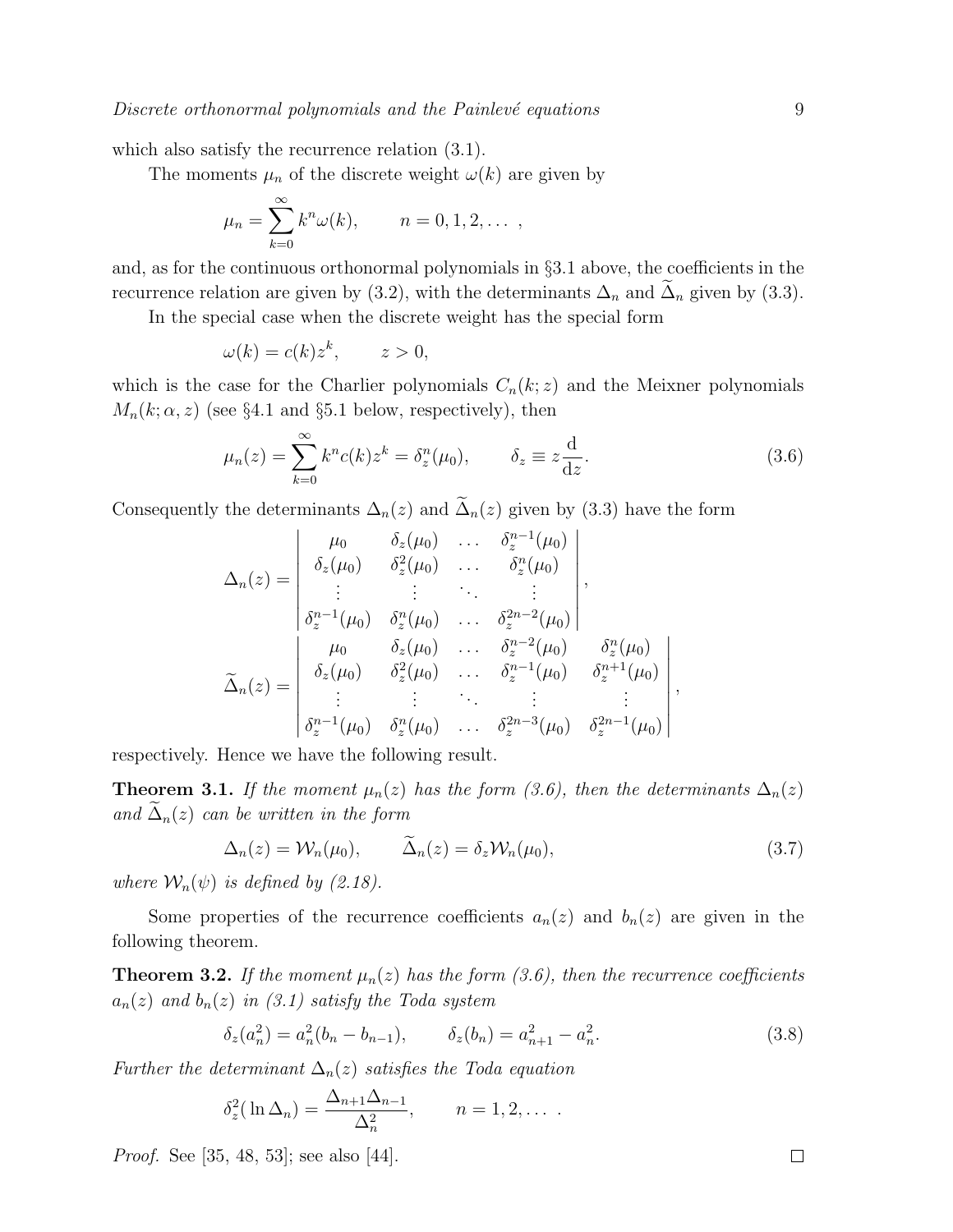which also satisfy the recurrence relation (3.1).

The moments $\mu_n$ of the discrete weight $\omega(k)$ are given by

$$\mu_n = \sum_{k=0}^{\infty} k^n \omega(k), \qquad n = 0, 1, 2, \dots \ ,$$

and, as for the continuous orthonormal polynomials in §3.1 above, the coefficients in the recurrence relation are given by (3.2), with the determinants $\Delta_n$ and $\widetilde{\Delta}_n$ given by (3.3).

In the special case when the discrete weight has the special form

$$\omega(k) = c(k) z^k, \qquad z > 0,$$

which is the case for the Charlier polynomials $C_n(k; z)$ and the Meixner polynomials $M_n(k; \alpha, z)$ (see §4.1 and §5.1 below, respectively), then

$$\mu_n(z) = \sum_{k=0}^{\infty} k^n c(k) z^k = \delta_z^n(\mu_0), \qquad \delta_z \equiv z \frac{\mathrm{d}}{\mathrm{d}z}. \tag{3.6}$$

Consequently the determinants $\Delta_n(z)$ and $\widetilde{\Delta}_n(z)$ given by (3.3) have the form

$$\Delta_n(z) = \begin{vmatrix} \mu_0 & \delta_z(\mu_0) & \dots & \delta_z^{n-1}(\mu_0) \\ \delta_z(\mu_0) & \delta_z^2(\mu_0) & \dots & \delta_z^n(\mu_0) \\ \vdots & \vdots & \ddots & \vdots \\ \delta_z^{n-1}(\mu_0) & \delta_z^n(\mu_0) & \dots & \delta_z^{2n-2}(\mu_0) \end{vmatrix},$$

$$\widetilde{\Delta}_n(z) = \begin{vmatrix} \mu_0 & \delta_z(\mu_0) & \dots & \delta_z^{n-2}(\mu_0) & \delta_z^n(\mu_0) \\ \delta_z(\mu_0) & \delta_z^2(\mu_0) & \dots & \delta_z^{n-1}(\mu_0) & \delta_z^{n+1}(\mu_0) \\ \vdots & \vdots & \ddots & \vdots & \vdots \\ \delta_z^{n-1}(\mu_0) & \delta_z^n(\mu_0) & \dots & \delta_z^{2n-3}(\mu_0) & \delta_z^{2n-1}(\mu_0) \end{vmatrix},$$

respectively. Hence we have the following result.

**Theorem 3.1.** *If the moment $\mu_n(z)$ has the form (3.6), then the determinants $\Delta_n(z)$ and $\widetilde{\Delta}_n(z)$ can be written in the form*

$$\Delta_n(z) = \mathcal{W}_n(\mu_0), \qquad \widetilde{\Delta}_n(z) = \delta_z \mathcal{W}_n(\mu_0), \tag{3.7}$$

*where $\mathcal{W}_n(\psi)$ is defined by (2.18).*

Some properties of the recurrence coefficients $a_n(z)$ and $b_n(z)$ are given in the following theorem.

**Theorem 3.2.** *If the moment $\mu_n(z)$ has the form (3.6), then the recurrence coefficients $a_n(z)$ and $b_n(z)$ in (3.1) satisfy the Toda system*

$$\delta_z(a_n^2) = a_n^2(b_n - b_{n-1}), \qquad \delta_z(b_n) = a_{n+1}^2 - a_n^2. \tag{3.8}$$

*Further the determinant $\Delta_n(z)$ satisfies the Toda equation*

$$\delta_z^2(\ln \Delta_n) = \frac{\Delta_{n+1}\Delta_{n-1}}{\Delta_n^2}, \qquad n = 1, 2, \dots \ .$$

*Proof.* See [35, 48, 53]; see also [44]. □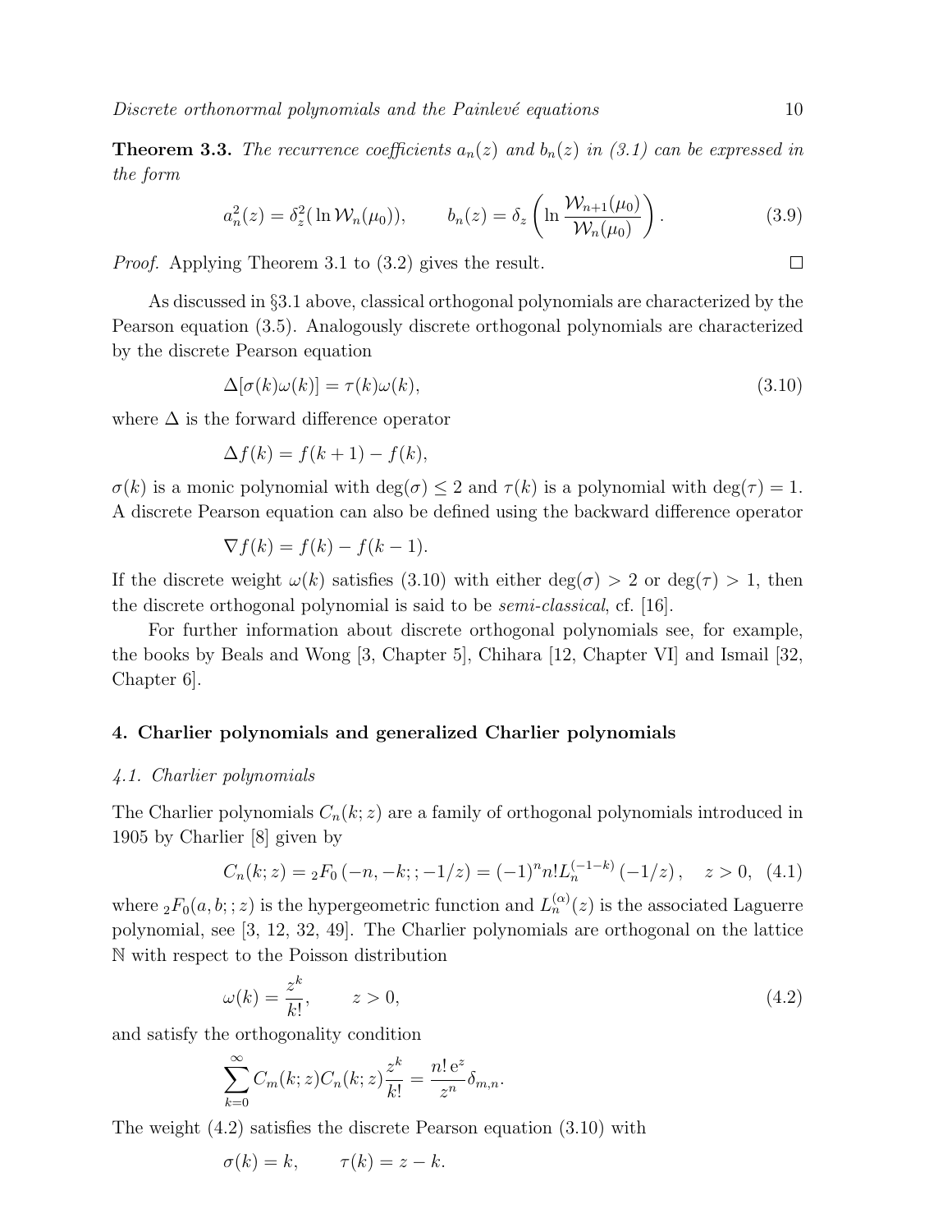**Theorem 3.3.** *The recurrence coefficients $a_n(z)$ and $b_n(z)$ in (3.1) can be expressed in the form*

$$a_n^2(z) = \delta_z^2(\ln \mathcal{W}_n(\mu_0)), \qquad b_n(z) = \delta_z \left( \ln \frac{\mathcal{W}_{n+1}(\mu_0)}{\mathcal{W}_n(\mu_0)} \right). \tag{3.9}$$

*Proof.* Applying Theorem 3.1 to (3.2) gives the result. □

As discussed in §3.1 above, classical orthogonal polynomials are characterized by the Pearson equation (3.5). Analogously discrete orthogonal polynomials are characterized by the discrete Pearson equation

$$\Delta[\sigma(k)\omega(k)] = \tau(k)\omega(k), \tag{3.10}$$

where $\Delta$ is the forward difference operator

$$\Delta f(k) = f(k+1) - f(k),$$

$\sigma(k)$ is a monic polynomial with $\deg(\sigma) \leq 2$ and $\tau(k)$ is a polynomial with $\deg(\tau) = 1$. A discrete Pearson equation can also be defined using the backward difference operator

$$\nabla f(k) = f(k) - f(k-1).$$

If the discrete weight $\omega(k)$ satisfies (3.10) with either $\deg(\sigma) > 2$ or $\deg(\tau) > 1$, then the discrete orthogonal polynomial is said to be *semi-classical*, cf. [16].

For further information about discrete orthogonal polynomials see, for example, the books by Beals and Wong [3, Chapter 5], Chihara [12, Chapter VI] and Ismail [32, Chapter 6].

## 4. Charlier polynomials and generalized Charlier polynomials

### *4.1. Charlier polynomials*

The Charlier polynomials $C_n(k; z)$ are a family of orthogonal polynomials introduced in 1905 by Charlier [8] given by

$$C_n(k; z) = {}_2F_0\left(-n, -k; ; -1/z\right) = (-1)^n n! L_n^{(-1-k)}\left(-1/z\right), \quad z > 0, \tag{4.1}$$

where ${}_2F_0(a, b; ; z)$ is the hypergeometric function and $L_n^{(\alpha)}(z)$ is the associated Laguerre polynomial, see [3, 12, 32, 49]. The Charlier polynomials are orthogonal on the lattice $\mathbb{N}$ with respect to the Poisson distribution

$$\omega(k) = \frac{z^k}{k!}, \qquad z > 0, \tag{4.2}$$

and satisfy the orthogonality condition

$$\sum_{k=0}^{\infty} C_m(k; z) C_n(k; z) \frac{z^k}{k!} = \frac{n! \, \mathrm{e}^z}{z^n} \delta_{m,n}.$$

The weight (4.2) satisfies the discrete Pearson equation (3.10) with

$$\sigma(k) = k, \qquad \tau(k) = z - k.$$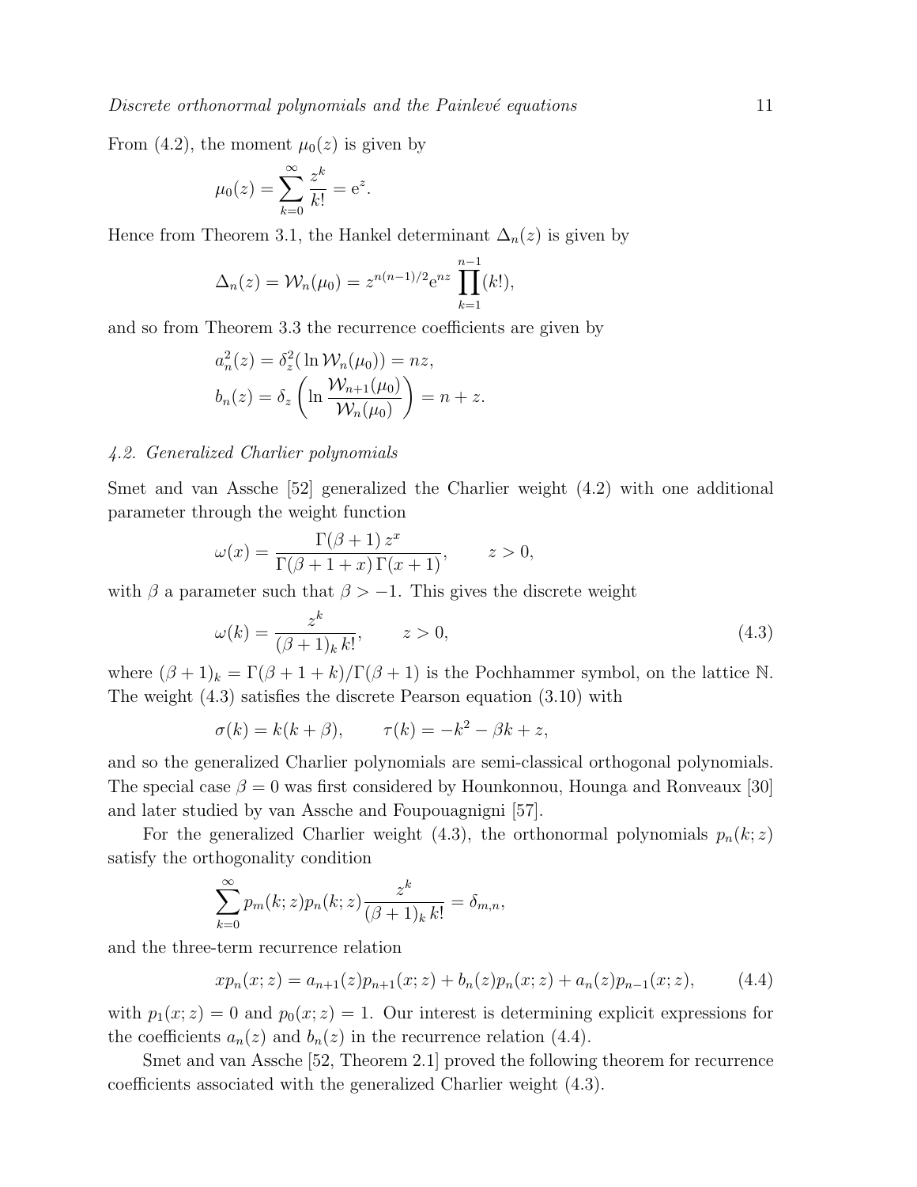From (4.2), the moment $\mu_0(z)$ is given by

$$\mu_0(z) = \sum_{k=0}^{\infty} \frac{z^k}{k!} = \mathrm{e}^z.$$

Hence from Theorem 3.1, the Hankel determinant $\Delta_n(z)$ is given by

$$\Delta_n(z) = \mathcal{W}_n(\mu_0) = z^{n(n-1)/2} \mathrm{e}^{nz} \prod_{k=1}^{n-1} (k!),$$

and so from Theorem 3.3 the recurrence coefficients are given by

$$\begin{aligned}
a_n^2(z) &= \delta_z^2(\ln \mathcal{W}_n(\mu_0)) = nz, \\
b_n(z) &= \delta_z \left( \ln \frac{\mathcal{W}_{n+1}(\mu_0)}{\mathcal{W}_n(\mu_0)} \right) = n + z.
\end{aligned}$$

### *4.2. Generalized Charlier polynomials*

Smet and van Assche [52] generalized the Charlier weight (4.2) with one additional parameter through the weight function

$$\omega(x) = \frac{\Gamma(\beta+1)\, z^x}{\Gamma(\beta+1+x)\, \Gamma(x+1)}, \qquad z > 0,$$

with $\beta$ a parameter such that $\beta > -1$. This gives the discrete weight

$$\omega(k) = \frac{z^k}{(\beta+1)_k\, k!}, \qquad z > 0, \tag{4.3}$$

where $(\beta+1)_k = \Gamma(\beta+1+k)/\Gamma(\beta+1)$ is the Pochhammer symbol, on the lattice $\mathbb{N}$. The weight (4.3) satisfies the discrete Pearson equation (3.10) with

$$\sigma(k) = k(k+\beta), \qquad \tau(k) = -k^2 - \beta k + z,$$

and so the generalized Charlier polynomials are semi-classical orthogonal polynomials. The special case $\beta = 0$ was first considered by Hounkonnou, Hounga and Ronveaux [30] and later studied by van Assche and Foupouagnigni [57].

For the generalized Charlier weight (4.3), the orthonormal polynomials $p_n(k; z)$ satisfy the orthogonality condition

$$\sum_{k=0}^{\infty} p_m(k; z) p_n(k; z) \frac{z^k}{(\beta+1)_k\, k!} = \delta_{m,n},$$

and the three-term recurrence relation

$$x p_n(x; z) = a_{n+1}(z) p_{n+1}(x; z) + b_n(z) p_n(x; z) + a_n(z) p_{n-1}(x; z), \tag{4.4}$$

with $p_1(x; z) = 0$ and $p_0(x; z) = 1$. Our interest is determining explicit expressions for the coefficients $a_n(z)$ and $b_n(z)$ in the recurrence relation (4.4).

Smet and van Assche [52, Theorem 2.1] proved the following theorem for recurrence coefficients associated with the generalized Charlier weight (4.3).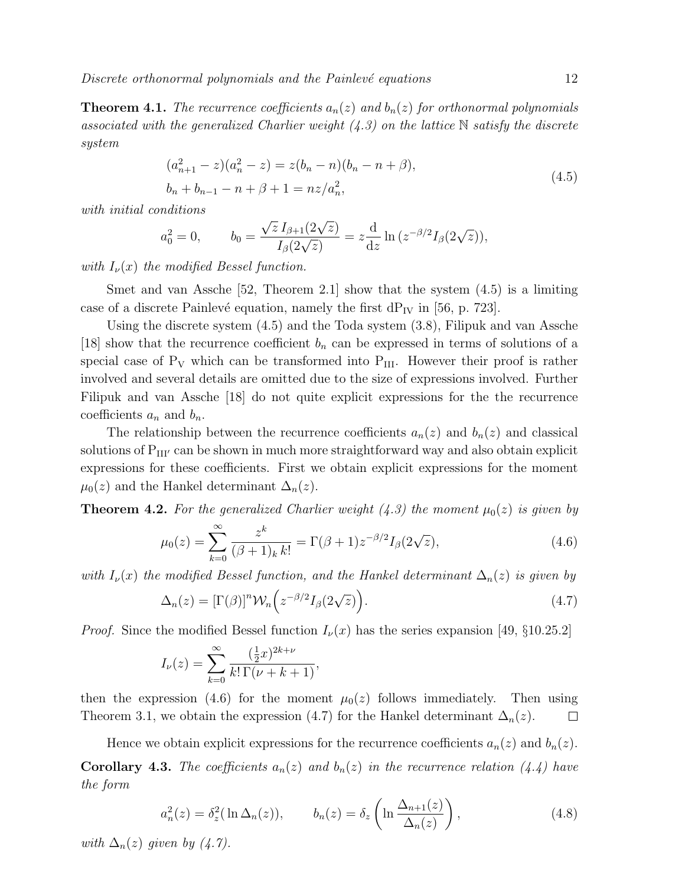**Theorem 4.1.** *The recurrence coefficients $a_n(z)$ and $b_n(z)$ for orthonormal polynomials associated with the generalized Charlier weight (4.3) on the lattice $\mathbb{N}$ satisfy the discrete system*

$$
\begin{aligned}
&(a_{n+1}^2 - z)(a_n^2 - z) = z(b_n - n)(b_n - n + \beta),\\
&b_n + b_{n-1} - n + \beta + 1 = nz/a_n^2,
\end{aligned}
\tag{4.5}
$$

*with initial conditions*

$$
a_0^2 = 0, \qquad b_0 = \frac{\sqrt{z}\, I_{\beta+1}(2\sqrt{z})}{I_\beta(2\sqrt{z})} = z\frac{\mathrm{d}}{\mathrm{d}z}\ln\left(z^{-\beta/2} I_\beta(2\sqrt{z})\right),
$$

*with $I_\nu(x)$ the modified Bessel function.*

Smet and van Assche [52, Theorem 2.1] show that the system (4.5) is a limiting case of a discrete Painlevé equation, namely the first $\mathrm{dP_{IV}}$ in [56, p. 723].

Using the discrete system (4.5) and the Toda system (3.8), Filipuk and van Assche [18] show that the recurrence coefficient $b_n$ can be expressed in terms of solutions of a special case of $\mathrm{P_V}$ which can be transformed into $\mathrm{P_{III}}$. However their proof is rather involved and several details are omitted due to the size of expressions involved. Further Filipuk and van Assche [18] do not quite explicit expressions for the the recurrence coefficients $a_n$ and $b_n$.

The relationship between the recurrence coefficients $a_n(z)$ and $b_n(z)$ and classical solutions of $\mathrm{P_{III'}}$ can be shown in much more straightforward way and also obtain explicit expressions for these coefficients. First we obtain explicit expressions for the moment $\mu_0(z)$ and the Hankel determinant $\Delta_n(z)$.

**Theorem 4.2.** *For the generalized Charlier weight (4.3) the moment $\mu_0(z)$ is given by*

$$
\mu_0(z) = \sum_{k=0}^{\infty} \frac{z^k}{(\beta+1)_k\, k!} = \Gamma(\beta+1) z^{-\beta/2} I_\beta(2\sqrt{z}),
\tag{4.6}
$$

*with $I_\nu(x)$ the modified Bessel function, and the Hankel determinant $\Delta_n(z)$ is given by*

$$
\Delta_n(z) = [\Gamma(\beta)]^n \mathcal{W}_n\Big(z^{-\beta/2} I_\beta(2\sqrt{z})\Big).
\tag{4.7}
$$

*Proof.* Since the modified Bessel function $I_\nu(x)$ has the series expansion [49, §10.25.2]

$$
I_\nu(z) = \sum_{k=0}^{\infty} \frac{(\frac{1}{2}x)^{2k+\nu}}{k!\,\Gamma(\nu+k+1)},
$$

then the expression (4.6) for the moment $\mu_0(z)$ follows immediately. Then using Theorem 3.1, we obtain the expression (4.7) for the Hankel determinant $\Delta_n(z)$. $\square$

Hence we obtain explicit expressions for the recurrence coefficients $a_n(z)$ and $b_n(z)$.

**Corollary 4.3.** *The coefficients $a_n(z)$ and $b_n(z)$ in the recurrence relation (4.4) have the form*

$$
a_n^2(z) = \delta_z^2(\ln \Delta_n(z)), \qquad b_n(z) = \delta_z\left(\ln \frac{\Delta_{n+1}(z)}{\Delta_n(z)}\right),
\tag{4.8}
$$

*with $\Delta_n(z)$ given by (4.7).*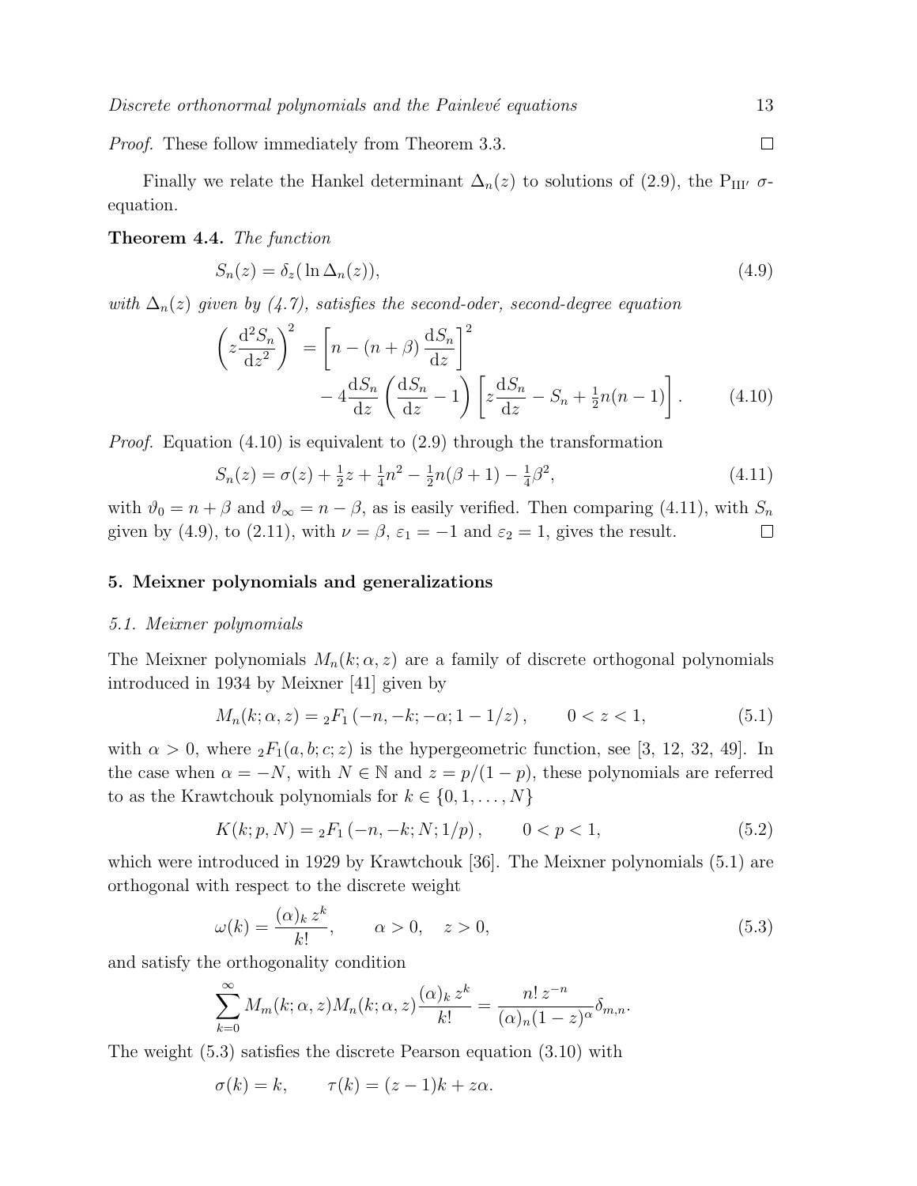*Proof.* These follow immediately from Theorem 3.3. $\square$

Finally we relate the Hankel determinant $\Delta_n(z)$ to solutions of (2.9), the $\mathrm{P_{III'}}$ $\sigma$-equation.

**Theorem 4.4.** *The function*

$$S_n(z) = \delta_z(\ln \Delta_n(z)), \tag{4.9}$$

*with $\Delta_n(z)$ given by (4.7), satisfies the second-oder, second-degree equation*

$$\begin{aligned}\left(z\frac{\mathrm{d}^2 S_n}{\mathrm{d}z^2}\right)^2 &= \left[n - (n+\beta)\frac{\mathrm{d}S_n}{\mathrm{d}z}\right]^2 \\ &\qquad - 4\frac{\mathrm{d}S_n}{\mathrm{d}z}\left(\frac{\mathrm{d}S_n}{\mathrm{d}z} - 1\right)\left[z\frac{\mathrm{d}S_n}{\mathrm{d}z} - S_n + \tfrac{1}{2}n(n-1)\right].\end{aligned} \tag{4.10}$$

*Proof.* Equation (4.10) is equivalent to (2.9) through the transformation

$$S_n(z) = \sigma(z) + \tfrac{1}{2}z + \tfrac{1}{4}n^2 - \tfrac{1}{2}n(\beta+1) - \tfrac{1}{4}\beta^2, \tag{4.11}$$

with $\vartheta_0 = n + \beta$ and $\vartheta_\infty = n - \beta$, as is easily verified. Then comparing (4.11), with $S_n$ given by (4.9), to (2.11), with $\nu = \beta$, $\varepsilon_1 = -1$ and $\varepsilon_2 = 1$, gives the result. $\square$

## 5. Meixner polynomials and generalizations

### 5.1. Meixner polynomials

The Meixner polynomials $M_n(k;\alpha,z)$ are a family of discrete orthogonal polynomials introduced in 1934 by Meixner [41] given by

$$M_n(k;\alpha,z) = {}_2F_1\left(-n,-k;-\alpha;1-1/z\right), \qquad 0<z<1, \tag{5.1}$$

with $\alpha > 0$, where ${}_2F_1(a,b;c;z)$ is the hypergeometric function, see [3, 12, 32, 49]. In the case when $\alpha = -N$, with $N \in \mathbb{N}$ and $z = p/(1-p)$, these polynomials are referred to as the Krawtchouk polynomials for $k \in \{0,1,\ldots,N\}$

$$K(k;p,N) = {}_2F_1\left(-n,-k;N;1/p\right), \qquad 0<p<1, \tag{5.2}$$

which were introduced in 1929 by Krawtchouk [36]. The Meixner polynomials (5.1) are orthogonal with respect to the discrete weight

$$\omega(k) = \frac{(\alpha)_k\, z^k}{k!}, \qquad \alpha>0, \quad z>0, \tag{5.3}$$

and satisfy the orthogonality condition

$$\sum_{k=0}^{\infty} M_m(k;\alpha,z)M_n(k;\alpha,z)\frac{(\alpha)_k\, z^k}{k!} = \frac{n!\, z^{-n}}{(\alpha)_n(1-z)^\alpha}\delta_{m,n}.$$

The weight (5.3) satisfies the discrete Pearson equation (3.10) with

$$\sigma(k) = k, \qquad \tau(k) = (z-1)k + z\alpha.$$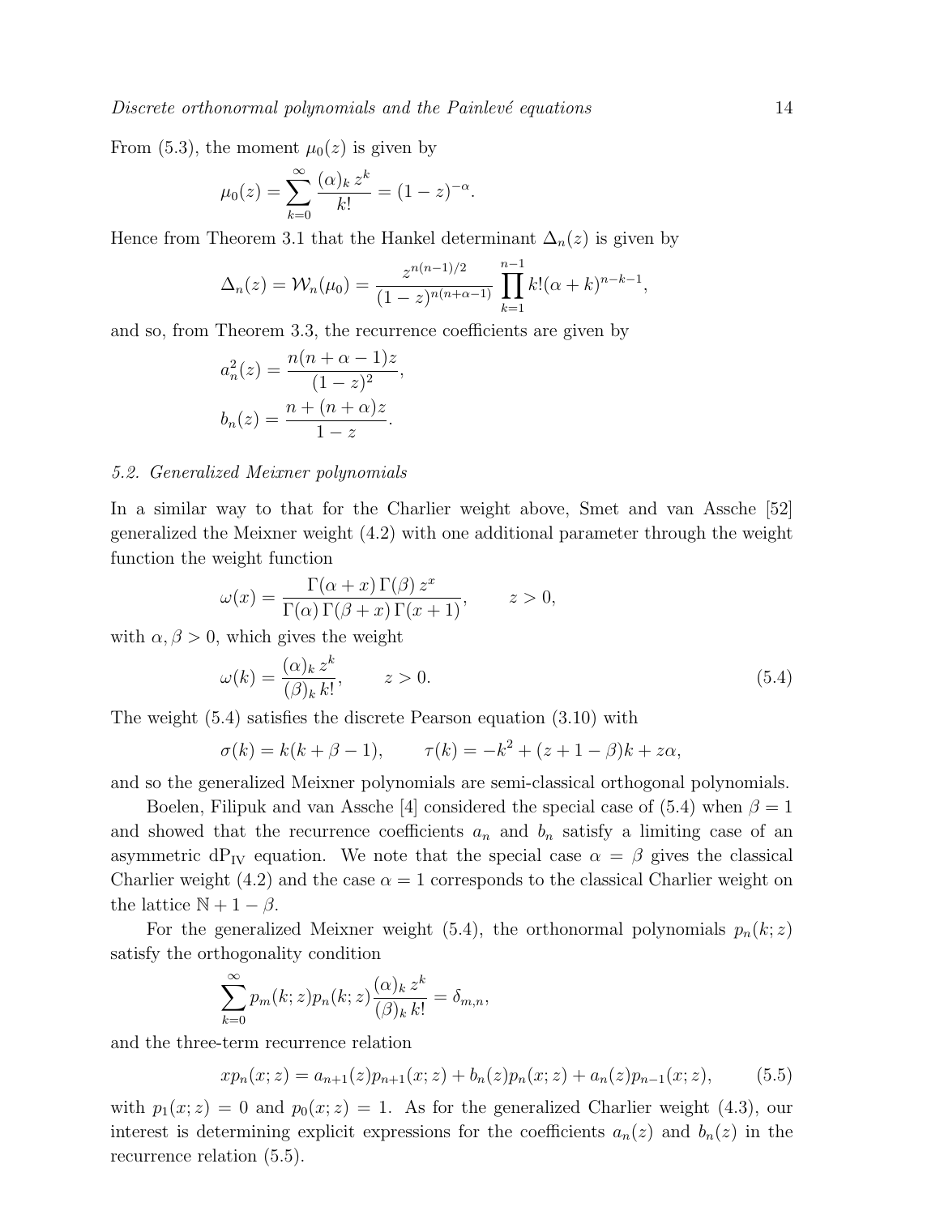From (5.3), the moment $\mu_0(z)$ is given by

$$\mu_0(z) = \sum_{k=0}^{\infty} \frac{(\alpha)_k \, z^k}{k!} = (1-z)^{-\alpha}.$$

Hence from Theorem 3.1 that the Hankel determinant $\Delta_n(z)$ is given by

$$\Delta_n(z) = \mathcal{W}_n(\mu_0) = \frac{z^{n(n-1)/2}}{(1-z)^{n(n+\alpha-1)}} \prod_{k=1}^{n-1} k!(\alpha+k)^{n-k-1},$$

and so, from Theorem 3.3, the recurrence coefficients are given by

$$a_n^2(z) = \frac{n(n+\alpha-1)z}{(1-z)^2},$$

$$b_n(z) = \frac{n+(n+\alpha)z}{1-z}.$$

### *5.2. Generalized Meixner polynomials*

In a similar way to that for the Charlier weight above, Smet and van Assche [52] generalized the Meixner weight (4.2) with one additional parameter through the weight function the weight function

$$\omega(x) = \frac{\Gamma(\alpha+x)\,\Gamma(\beta)\,z^x}{\Gamma(\alpha)\,\Gamma(\beta+x)\,\Gamma(x+1)}, \qquad z > 0,$$

with $\alpha, \beta > 0$, which gives the weight

$$\omega(k) = \frac{(\alpha)_k \, z^k}{(\beta)_k \, k!}, \qquad z > 0. \tag{5.4}$$

The weight (5.4) satisfies the discrete Pearson equation (3.10) with

$$\sigma(k) = k(k+\beta-1), \qquad \tau(k) = -k^2 + (z+1-\beta)k + z\alpha,$$

and so the generalized Meixner polynomials are semi-classical orthogonal polynomials.

Boelen, Filipuk and van Assche [4] considered the special case of (5.4) when $\beta = 1$ and showed that the recurrence coefficients $a_n$ and $b_n$ satisfy a limiting case of an asymmetric $\mathrm{dP_{IV}}$ equation. We note that the special case $\alpha = \beta$ gives the classical Charlier weight (4.2) and the case $\alpha = 1$ corresponds to the classical Charlier weight on the lattice $\mathbb{N} + 1 - \beta$.

For the generalized Meixner weight (5.4), the orthonormal polynomials $p_n(k; z)$ satisfy the orthogonality condition

$$\sum_{k=0}^{\infty} p_m(k; z) p_n(k; z) \frac{(\alpha)_k \, z^k}{(\beta)_k \, k!} = \delta_{m,n},$$

and the three-term recurrence relation

$$x p_n(x; z) = a_{n+1}(z) p_{n+1}(x; z) + b_n(z) p_n(x; z) + a_n(z) p_{n-1}(x; z), \tag{5.5}$$

with $p_1(x; z) = 0$ and $p_0(x; z) = 1$. As for the generalized Charlier weight (4.3), our interest is determining explicit expressions for the coefficients $a_n(z)$ and $b_n(z)$ in the recurrence relation (5.5).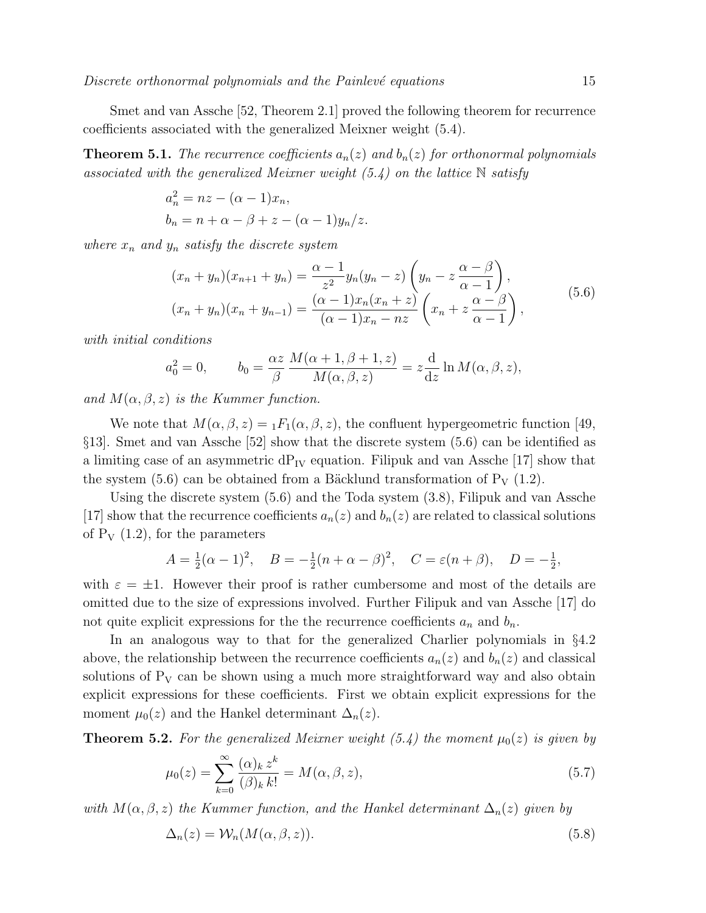Smet and van Assche [52, Theorem 2.1] proved the following theorem for recurrence coefficients associated with the generalized Meixner weight (5.4).

**Theorem 5.1.** *The recurrence coefficients $a_n(z)$ and $b_n(z)$ for orthonormal polynomials associated with the generalized Meixner weight (5.4) on the lattice $\mathbb{N}$ satisfy*

$$
\begin{aligned}
&a_n^2 = nz - (\alpha - 1)x_n,\\
&b_n = n + \alpha - \beta + z - (\alpha - 1)y_n/z.
\end{aligned}
$$

*where $x_n$ and $y_n$ satisfy the discrete system*

$$
\begin{aligned}
(x_n + y_n)(x_{n+1} + y_n) &= \frac{\alpha - 1}{z^2} y_n(y_n - z)\left(y_n - z\,\frac{\alpha - \beta}{\alpha - 1}\right),\\
(x_n + y_n)(x_n + y_{n-1}) &= \frac{(\alpha - 1)x_n(x_n + z)}{(\alpha - 1)x_n - nz}\left(x_n + z\,\frac{\alpha - \beta}{\alpha - 1}\right),
\end{aligned}
\tag{5.6}
$$

*with initial conditions*

$$
a_0^2 = 0, \qquad b_0 = \frac{\alpha z}{\beta}\,\frac{M(\alpha + 1, \beta + 1, z)}{M(\alpha, \beta, z)} = z\frac{\mathrm{d}}{\mathrm{d}z}\ln M(\alpha, \beta, z),
$$

*and $M(\alpha, \beta, z)$ is the Kummer function.*

We note that $M(\alpha, \beta, z) = {}_1F_1(\alpha, \beta, z)$, the confluent hypergeometric function [49, §13]. Smet and van Assche [52] show that the discrete system (5.6) can be identified as a limiting case of an asymmetric $\mathrm{dP_{IV}}$ equation. Filipuk and van Assche [17] show that the system (5.6) can be obtained from a Bäcklund transformation of $\mathrm{P_V}$ (1.2).

Using the discrete system (5.6) and the Toda system (3.8), Filipuk and van Assche [17] show that the recurrence coefficients $a_n(z)$ and $b_n(z)$ are related to classical solutions of $\mathrm{P_V}$ (1.2), for the parameters

$$
A = \tfrac{1}{2}(\alpha - 1)^2, \quad B = -\tfrac{1}{2}(n + \alpha - \beta)^2, \quad C = \varepsilon(n + \beta), \quad D = -\tfrac{1}{2},
$$

with $\varepsilon = \pm 1$. However their proof is rather cumbersome and most of the details are omitted due to the size of expressions involved. Further Filipuk and van Assche [17] do not quite explicit expressions for the the recurrence coefficients $a_n$ and $b_n$.

In an analogous way to that for the generalized Charlier polynomials in §4.2 above, the relationship between the recurrence coefficients $a_n(z)$ and $b_n(z)$ and classical solutions of $\mathrm{P_V}$ can be shown using a much more straightforward way and also obtain explicit expressions for these coefficients. First we obtain explicit expressions for the moment $\mu_0(z)$ and the Hankel determinant $\Delta_n(z)$.

**Theorem 5.2.** *For the generalized Meixner weight (5.4) the moment $\mu_0(z)$ is given by*

$$
\mu_0(z) = \sum_{k=0}^{\infty} \frac{(\alpha)_k\, z^k}{(\beta)_k\, k!} = M(\alpha, \beta, z),
\tag{5.7}
$$

*with $M(\alpha, \beta, z)$ the Kummer function, and the Hankel determinant $\Delta_n(z)$ given by*

$$
\Delta_n(z) = \mathcal{W}_n(M(\alpha, \beta, z)).
\tag{5.8}
$$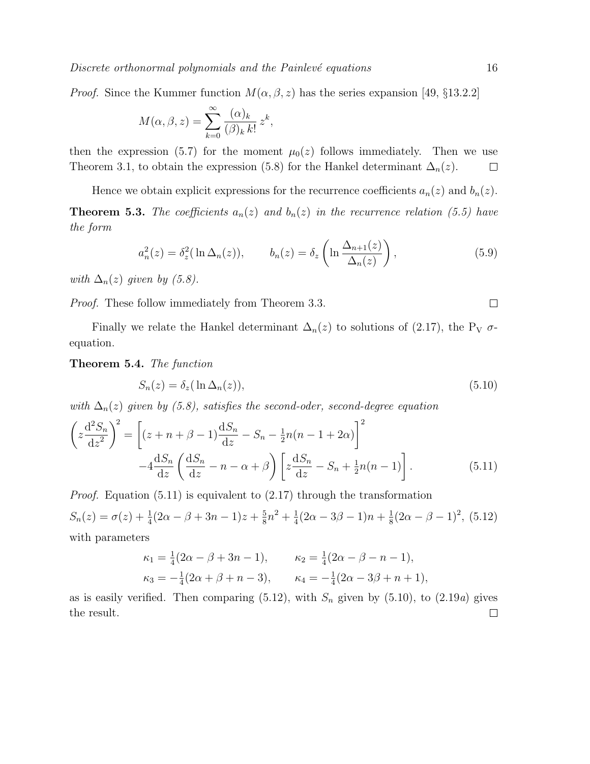*Proof.* Since the Kummer function $M(\alpha,\beta,z)$ has the series expansion [49, §13.2.2]

$$M(\alpha,\beta,z)=\sum_{k=0}^{\infty}\frac{(\alpha)_k}{(\beta)_k\,k!}\,z^k,$$

then the expression (5.7) for the moment $\mu_0(z)$ follows immediately. Then we use Theorem 3.1, to obtain the expression (5.8) for the Hankel determinant $\Delta_n(z)$. □

Hence we obtain explicit expressions for the recurrence coefficients $a_n(z)$ and $b_n(z)$.

**Theorem 5.3.** *The coefficients $a_n(z)$ and $b_n(z)$ in the recurrence relation (5.5) have the form*

$$a_n^2(z)=\delta_z^2(\ln\Delta_n(z)),\qquad b_n(z)=\delta_z\left(\ln\frac{\Delta_{n+1}(z)}{\Delta_n(z)}\right),\tag{5.9}$$

*with $\Delta_n(z)$ given by (5.8).*

*Proof.* These follow immediately from Theorem 3.3. □

Finally we relate the Hankel determinant $\Delta_n(z)$ to solutions of (2.17), the $\mathrm{P_V}$ $\sigma$-equation.

**Theorem 5.4.** *The function*

$$S_n(z)=\delta_z(\ln\Delta_n(z)),\tag{5.10}$$

*with $\Delta_n(z)$ given by (5.8), satisfies the second-oder, second-degree equation*

$$\begin{aligned}\left(z\frac{\mathrm{d}^2S_n}{\mathrm{d}z^2}\right)^2&=\left[(z+n+\beta-1)\frac{\mathrm{d}S_n}{\mathrm{d}z}-S_n-\tfrac{1}{2}n(n-1+2\alpha)\right]^2\\&\quad-4\frac{\mathrm{d}S_n}{\mathrm{d}z}\left(\frac{\mathrm{d}S_n}{\mathrm{d}z}-n-\alpha+\beta\right)\left[z\frac{\mathrm{d}S_n}{\mathrm{d}z}-S_n+\tfrac{1}{2}n(n-1)\right].\end{aligned}\tag{5.11}$$

*Proof.* Equation (5.11) is equivalent to (2.17) through the transformation

$$S_n(z)=\sigma(z)+\tfrac{1}{4}(2\alpha-\beta+3n-1)z+\tfrac{5}{8}n^2+\tfrac{1}{4}(2\alpha-3\beta-1)n+\tfrac{1}{8}(2\alpha-\beta-1)^2,\tag{5.12}$$

with parameters

$$\kappa_1=\tfrac{1}{4}(2\alpha-\beta+3n-1),\qquad \kappa_2=\tfrac{1}{4}(2\alpha-\beta-n-1),$$
$$\kappa_3=-\tfrac{1}{4}(2\alpha+\beta+n-3),\qquad \kappa_4=-\tfrac{1}{4}(2\alpha-3\beta+n+1),$$

as is easily verified. Then comparing (5.12), with $S_n$ given by (5.10), to (2.19*a*) gives the result. □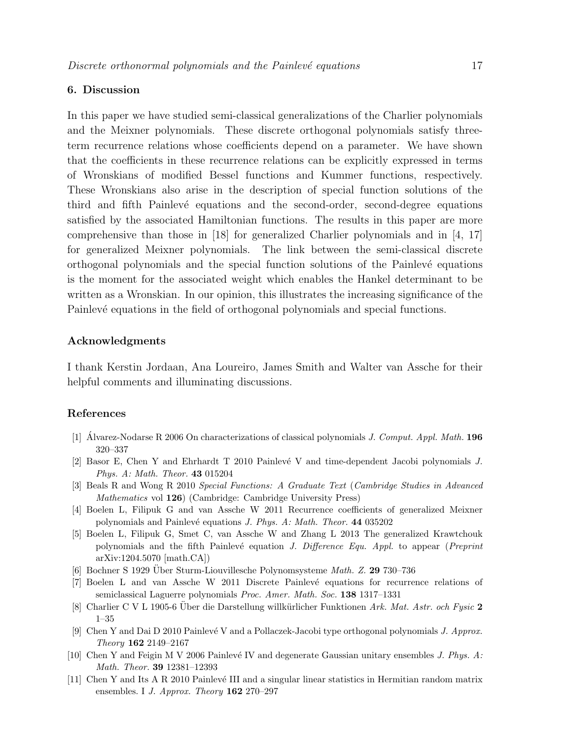## 6. Discussion

In this paper we have studied semi-classical generalizations of the Charlier polynomials and the Meixner polynomials. These discrete orthogonal polynomials satisfy three-term recurrence relations whose coefficients depend on a parameter. We have shown that the coefficients in these recurrence relations can be explicitly expressed in terms of Wronskians of modified Bessel functions and Kummer functions, respectively. These Wronskians also arise in the description of special function solutions of the third and fifth Painlevé equations and the second-order, second-degree equations satisfied by the associated Hamiltonian functions. The results in this paper are more comprehensive than those in [18] for generalized Charlier polynomials and in [4, 17] for generalized Meixner polynomials. The link between the semi-classical discrete orthogonal polynomials and the special function solutions of the Painlevé equations is the moment for the associated weight which enables the Hankel determinant to be written as a Wronskian. In our opinion, this illustrates the increasing significance of the Painlevé equations in the field of orthogonal polynomials and special functions.

### Acknowledgments

I thank Kerstin Jordaan, Ana Loureiro, James Smith and Walter van Assche for their helpful comments and illuminating discussions.

### References

[1] Álvarez-Nodarse R 2006 On characterizations of classical polynomials *J. Comput. Appl. Math.* **196** 320–337

[2] Basor E, Chen Y and Ehrhardt T 2010 Painlevé V and time-dependent Jacobi polynomials *J. Phys. A: Math. Theor.* **43** 015204

[3] Beals R and Wong R 2010 *Special Functions: A Graduate Text* (*Cambridge Studies in Advanced Mathematics* vol **126**) (Cambridge: Cambridge University Press)

[4] Boelen L, Filipuk G and van Assche W 2011 Recurrence coefficients of generalized Meixner polynomials and Painlevé equations *J. Phys. A: Math. Theor.* **44** 035202

[5] Boelen L, Filipuk G, Smet C, van Assche W and Zhang L 2013 The generalized Krawtchouk polynomials and the fifth Painlevé equation *J. Difference Equ. Appl.* to appear (*Preprint* arXiv:1204.5070 [math.CA])

[6] Bochner S 1929 Über Sturm-Liouvillesche Polynomsysteme *Math. Z.* **29** 730–736

[7] Boelen L and van Assche W 2011 Discrete Painlevé equations for recurrence relations of semiclassical Laguerre polynomials *Proc. Amer. Math. Soc.* **138** 1317–1331

[8] Charlier C V L 1905-6 Über die Darstellung willkürlicher Funktionen *Ark. Mat. Astr. och Fysic* **2** 1–35

[9] Chen Y and Dai D 2010 Painlevé V and a Pollaczek-Jacobi type orthogonal polynomials *J. Approx. Theory* **162** 2149–2167

[10] Chen Y and Feigin M V 2006 Painlevé IV and degenerate Gaussian unitary ensembles *J. Phys. A: Math. Theor.* **39** 12381–12393

[11] Chen Y and Its A R 2010 Painlevé III and a singular linear statistics in Hermitian random matrix ensembles. I *J. Approx. Theory* **162** 270–297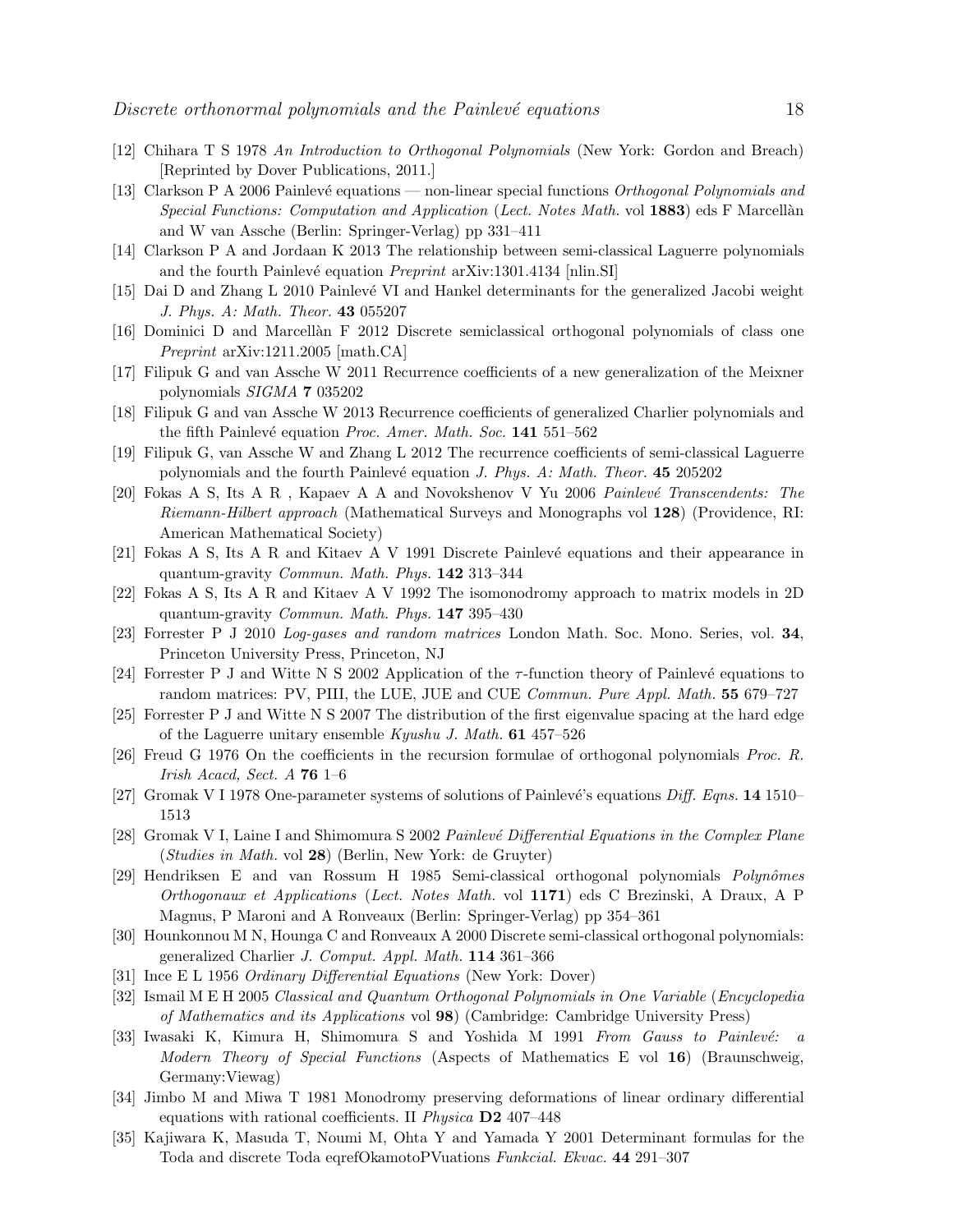[12] Chihara T S 1978 *An Introduction to Orthogonal Polynomials* (New York: Gordon and Breach) [Reprinted by Dover Publications, 2011.]

[13] Clarkson P A 2006 Painlevé equations — non-linear special functions *Orthogonal Polynomials and Special Functions: Computation and Application* (*Lect. Notes Math.* vol **1883**) eds F Marcellàn and W van Assche (Berlin: Springer-Verlag) pp 331–411

[14] Clarkson P A and Jordaan K 2013 The relationship between semi-classical Laguerre polynomials and the fourth Painlevé equation *Preprint* arXiv:1301.4134 [nlin.SI]

[15] Dai D and Zhang L 2010 Painlevé VI and Hankel determinants for the generalized Jacobi weight *J. Phys. A: Math. Theor.* **43** 055207

[16] Dominici D and Marcellàn F 2012 Discrete semiclassical orthogonal polynomials of class one *Preprint* arXiv:1211.2005 [math.CA]

[17] Filipuk G and van Assche W 2011 Recurrence coefficients of a new generalization of the Meixner polynomials *SIGMA* **7** 035202

[18] Filipuk G and van Assche W 2013 Recurrence coefficients of generalized Charlier polynomials and the fifth Painlevé equation *Proc. Amer. Math. Soc.* **141** 551–562

[19] Filipuk G, van Assche W and Zhang L 2012 The recurrence coefficients of semi-classical Laguerre polynomials and the fourth Painlevé equation *J. Phys. A: Math. Theor.* **45** 205202

[20] Fokas A S, Its A R , Kapaev A A and Novokshenov V Yu 2006 *Painlevé Transcendents: The Riemann-Hilbert approach* (Mathematical Surveys and Monographs vol **128**) (Providence, RI: American Mathematical Society)

[21] Fokas A S, Its A R and Kitaev A V 1991 Discrete Painlevé equations and their appearance in quantum-gravity *Commun. Math. Phys.* **142** 313–344

[22] Fokas A S, Its A R and Kitaev A V 1992 The isomonodromy approach to matrix models in 2D quantum-gravity *Commun. Math. Phys.* **147** 395–430

[23] Forrester P J 2010 *Log-gases and random matrices* London Math. Soc. Mono. Series, vol. **34**, Princeton University Press, Princeton, NJ

[24] Forrester P J and Witte N S 2002 Application of the $\tau$-function theory of Painlevé equations to random matrices: PV, PIII, the LUE, JUE and CUE *Commun. Pure Appl. Math.* **55** 679–727

[25] Forrester P J and Witte N S 2007 The distribution of the first eigenvalue spacing at the hard edge of the Laguerre unitary ensemble *Kyushu J. Math.* **61** 457–526

[26] Freud G 1976 On the coefficients in the recursion formulae of orthogonal polynomials *Proc. R. Irish Acacd, Sect. A* **76** 1–6

[27] Gromak V I 1978 One-parameter systems of solutions of Painlevé's equations *Diff. Eqns.* **14** 1510–1513

[28] Gromak V I, Laine I and Shimomura S 2002 *Painlevé Differential Equations in the Complex Plane* (*Studies in Math.* vol **28**) (Berlin, New York: de Gruyter)

[29] Hendriksen E and van Rossum H 1985 Semi-classical orthogonal polynomials *Polynômes Orthogonaux et Applications* (*Lect. Notes Math.* vol **1171**) eds C Brezinski, A Draux, A P Magnus, P Maroni and A Ronveaux (Berlin: Springer-Verlag) pp 354–361

[30] Hounkonnou M N, Hounga C and Ronveaux A 2000 Discrete semi-classical orthogonal polynomials: generalized Charlier *J. Comput. Appl. Math.* **114** 361–366

[31] Ince E L 1956 *Ordinary Differential Equations* (New York: Dover)

[32] Ismail M E H 2005 *Classical and Quantum Orthogonal Polynomials in One Variable* (*Encyclopedia of Mathematics and its Applications* vol **98**) (Cambridge: Cambridge University Press)

[33] Iwasaki K, Kimura H, Shimomura S and Yoshida M 1991 *From Gauss to Painlevé: a Modern Theory of Special Functions* (Aspects of Mathematics E vol **16**) (Braunschweig, Germany:Viewag)

[34] Jimbo M and Miwa T 1981 Monodromy preserving deformations of linear ordinary differential equations with rational coefficients. II *Physica* **D2** 407–448

[35] Kajiwara K, Masuda T, Noumi M, Ohta Y and Yamada Y 2001 Determinant formulas for the Toda and discrete Toda eqrefOkamotoPVuations *Funkcial. Ekvac.* **44** 291–307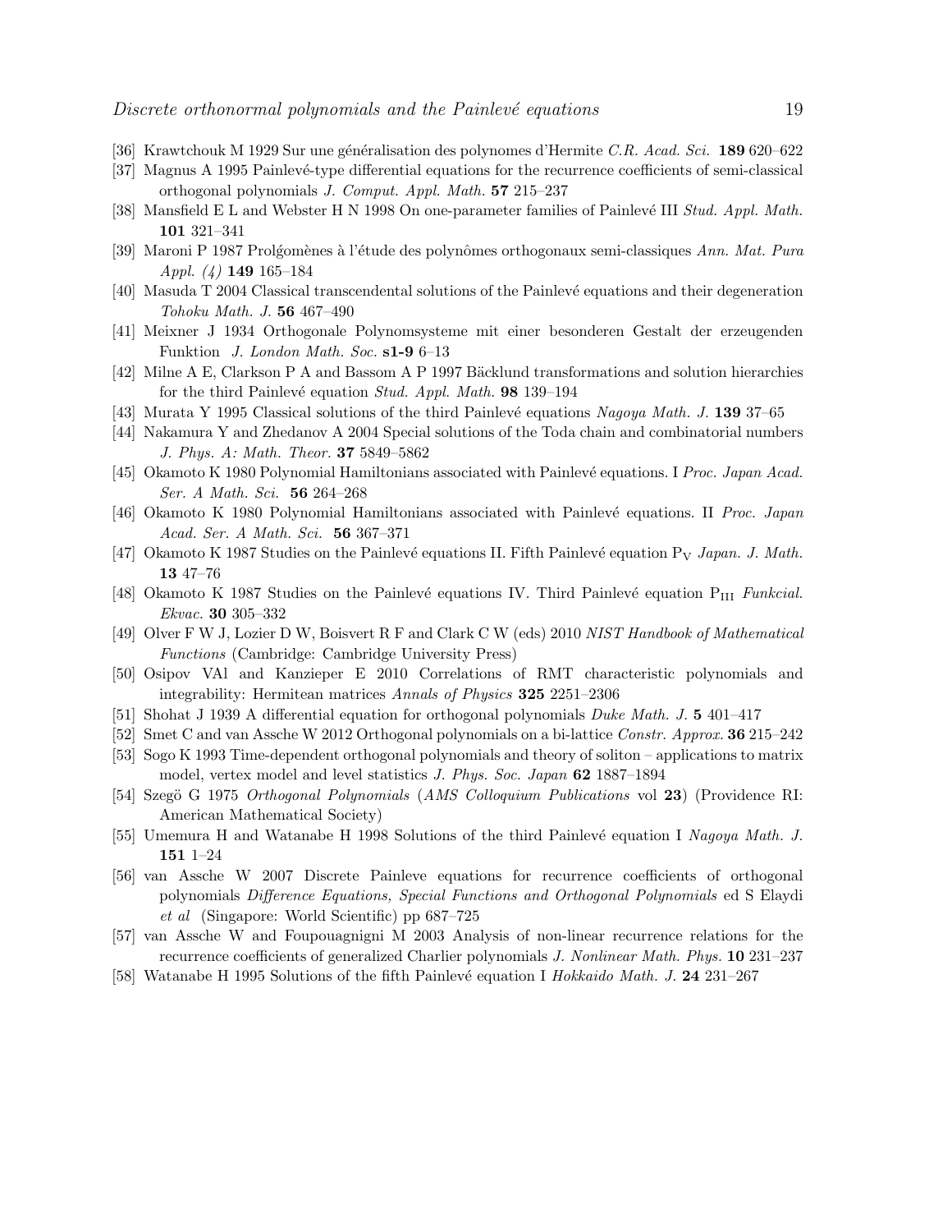[36] Krawtchouk M 1929 Sur une généralisation des polynomes d'Hermite *C.R. Acad. Sci.* **189** 620–622

[37] Magnus A 1995 Painlevé-type differential equations for the recurrence coefficients of semi-classical orthogonal polynomials *J. Comput. Appl. Math.* **57** 215–237

[38] Mansfield E L and Webster H N 1998 On one-parameter families of Painlevé III *Stud. Appl. Math.* **101** 321–341

[39] Maroni P 1987 Prolgomènes à l'étude des polynômes orthogonaux semi-classiques *Ann. Mat. Pura Appl. (4)* **149** 165–184

[40] Masuda T 2004 Classical transcendental solutions of the Painlevé equations and their degeneration *Tohoku Math. J.* **56** 467–490

[41] Meixner J 1934 Orthogonale Polynomsysteme mit einer besonderen Gestalt der erzeugenden Funktion *J. London Math. Soc.* **s1-9** 6–13

[42] Milne A E, Clarkson P A and Bassom A P 1997 Bäcklund transformations and solution hierarchies for the third Painlevé equation *Stud. Appl. Math.* **98** 139–194

[43] Murata Y 1995 Classical solutions of the third Painlevé equations *Nagoya Math. J.* **139** 37–65

[44] Nakamura Y and Zhedanov A 2004 Special solutions of the Toda chain and combinatorial numbers *J. Phys. A: Math. Theor.* **37** 5849–5862

[45] Okamoto K 1980 Polynomial Hamiltonians associated with Painlevé equations. I *Proc. Japan Acad. Ser. A Math. Sci.* **56** 264–268

[46] Okamoto K 1980 Polynomial Hamiltonians associated with Painlevé equations. II *Proc. Japan Acad. Ser. A Math. Sci.* **56** 367–371

[47] Okamoto K 1987 Studies on the Painlevé equations II. Fifth Painlevé equation $\mathrm{P_V}$ *Japan. J. Math.* **13** 47–76

[48] Okamoto K 1987 Studies on the Painlevé equations IV. Third Painlevé equation $\mathrm{P_{III}}$ *Funkcial. Ekvac.* **30** 305–332

[49] Olver F W J, Lozier D W, Boisvert R F and Clark C W (eds) 2010 *NIST Handbook of Mathematical Functions* (Cambridge: Cambridge University Press)

[50] Osipov VAl and Kanzieper E 2010 Correlations of RMT characteristic polynomials and integrability: Hermitean matrices *Annals of Physics* **325** 2251–2306

[51] Shohat J 1939 A differential equation for orthogonal polynomials *Duke Math. J.* **5** 401–417

[52] Smet C and van Assche W 2012 Orthogonal polynomials on a bi-lattice *Constr. Approx.* **36** 215–242

[53] Sogo K 1993 Time-dependent orthogonal polynomials and theory of soliton – applications to matrix model, vertex model and level statistics *J. Phys. Soc. Japan* **62** 1887–1894

[54] Szegö G 1975 *Orthogonal Polynomials* (*AMS Colloquium Publications* vol **23**) (Providence RI: American Mathematical Society)

[55] Umemura H and Watanabe H 1998 Solutions of the third Painlevé equation I *Nagoya Math. J.* **151** 1–24

[56] van Assche W 2007 Discrete Painleve equations for recurrence coefficients of orthogonal polynomials *Difference Equations, Special Functions and Orthogonal Polynomials* ed S Elaydi *et al* (Singapore: World Scientific) pp 687–725

[57] van Assche W and Foupouagnigni M 2003 Analysis of non-linear recurrence relations for the recurrence coefficients of generalized Charlier polynomials *J. Nonlinear Math. Phys.* **10** 231–237

[58] Watanabe H 1995 Solutions of the fifth Painlevé equation I *Hokkaido Math. J.* **24** 231–267